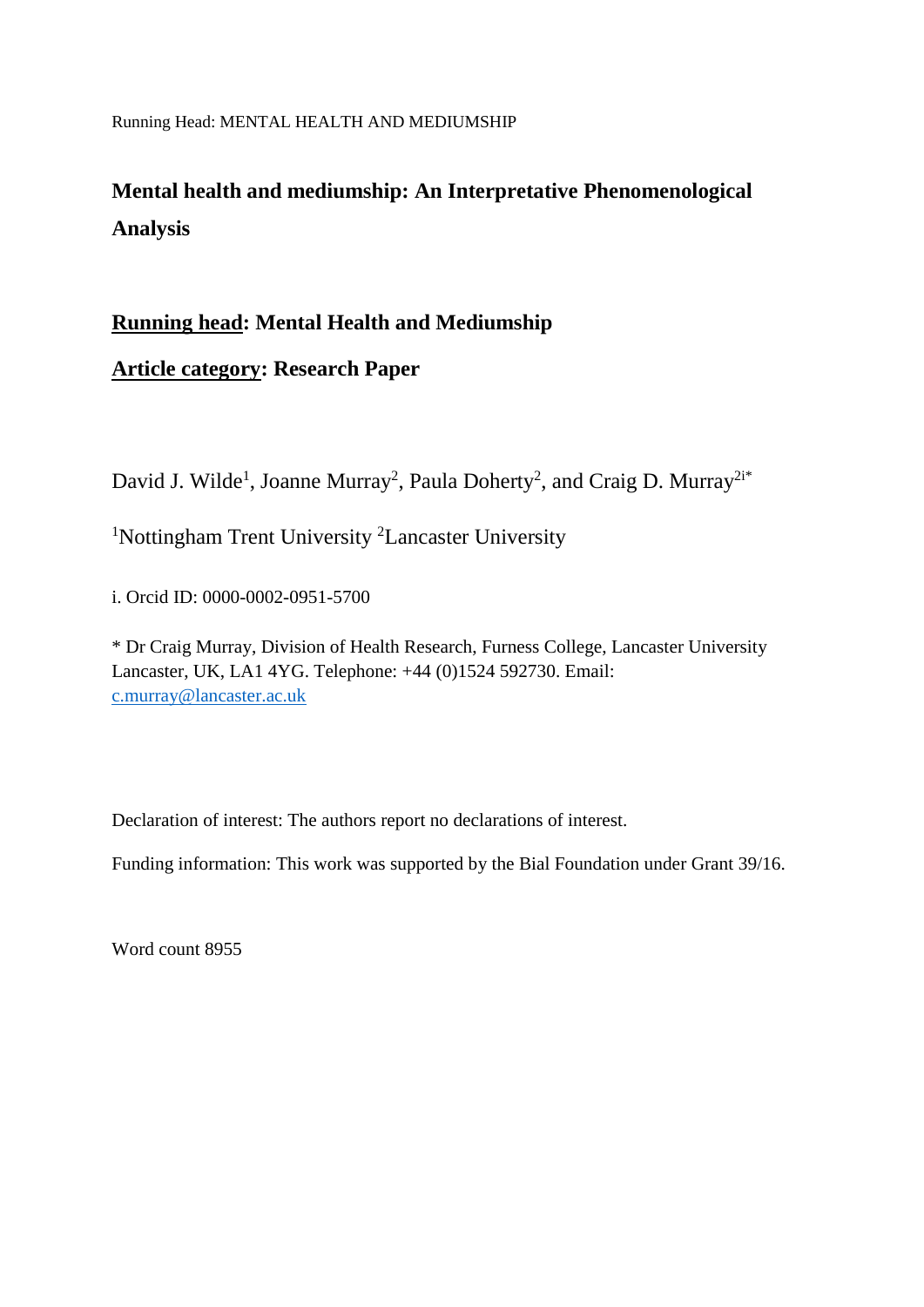# Mental health and mediumship: An Interpretative Phenomenological Analysis

**Running head: Mental Health and Mediumship**

**Article category: Research Paper**

David J. Wilde[1], Joanne Murray[2], Paula Doherty[2], and Craig D. Murray[2i*]

[1]Nottingham Trent University [2]Lancaster University

i. Orcid ID: 0000-0002-0951-5700

* Dr Craig Murray, Division of Health Research, Furness College, Lancaster University Lancaster, UK, LA1 4YG. Telephone: +44 (0)1524 592730. Email: c.murray@lancaster.ac.uk

Declaration of interest: The authors report no declarations of interest.

Funding information: This work was supported by the Bial Foundation under Grant 39/16.

Word count 8955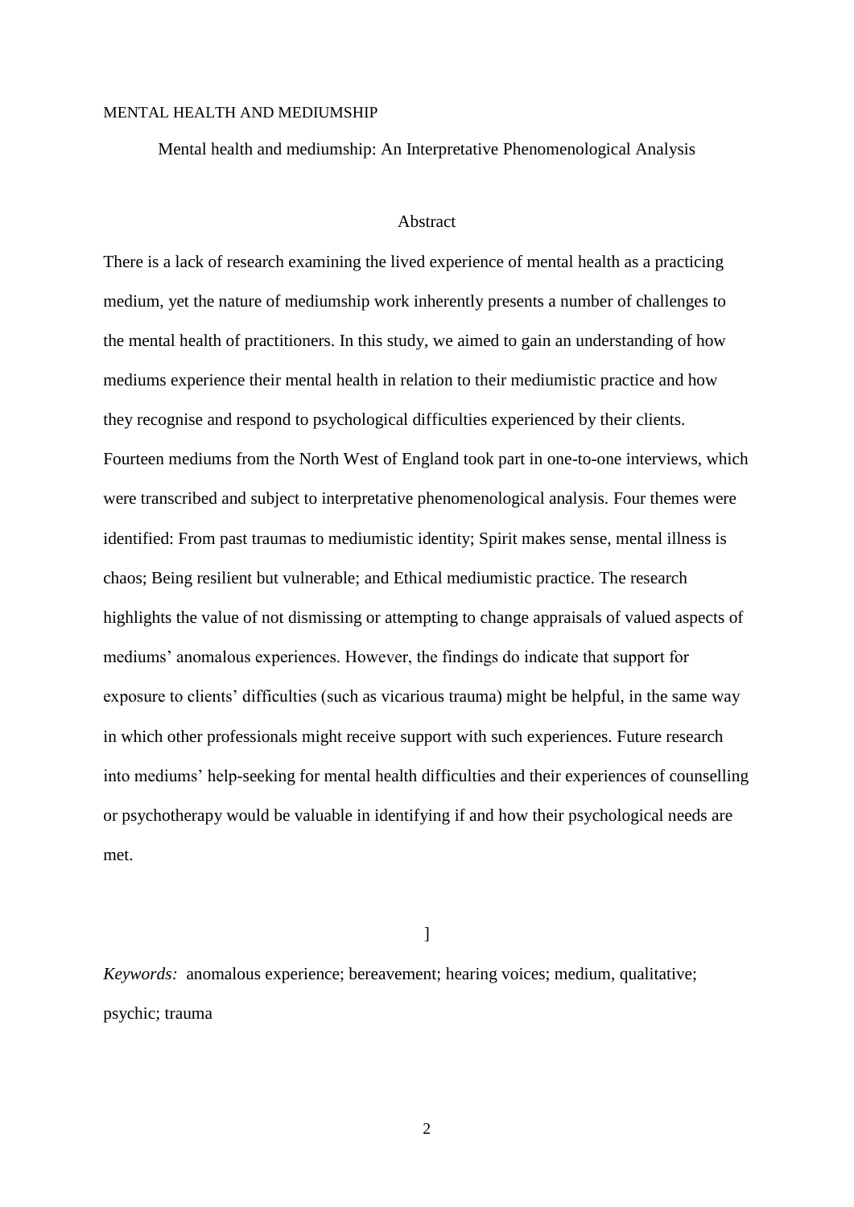Mental health and mediumship: An Interpretative Phenomenological Analysis

## Abstract

There is a lack of research examining the lived experience of mental health as a practicing medium, yet the nature of mediumship work inherently presents a number of challenges to the mental health of practitioners. In this study, we aimed to gain an understanding of how mediums experience their mental health in relation to their mediumistic practice and how they recognise and respond to psychological difficulties experienced by their clients. Fourteen mediums from the North West of England took part in one-to-one interviews, which were transcribed and subject to interpretative phenomenological analysis. Four themes were identified: From past traumas to mediumistic identity; Spirit makes sense, mental illness is chaos; Being resilient but vulnerable; and Ethical mediumistic practice. The research highlights the value of not dismissing or attempting to change appraisals of valued aspects of mediums' anomalous experiences. However, the findings do indicate that support for exposure to clients' difficulties (such as vicarious trauma) might be helpful, in the same way in which other professionals might receive support with such experiences. Future research into mediums' help-seeking for mental health difficulties and their experiences of counselling or psychotherapy would be valuable in identifying if and how their psychological needs are met.

]

*Keywords:* anomalous experience; bereavement; hearing voices; medium, qualitative; psychic; trauma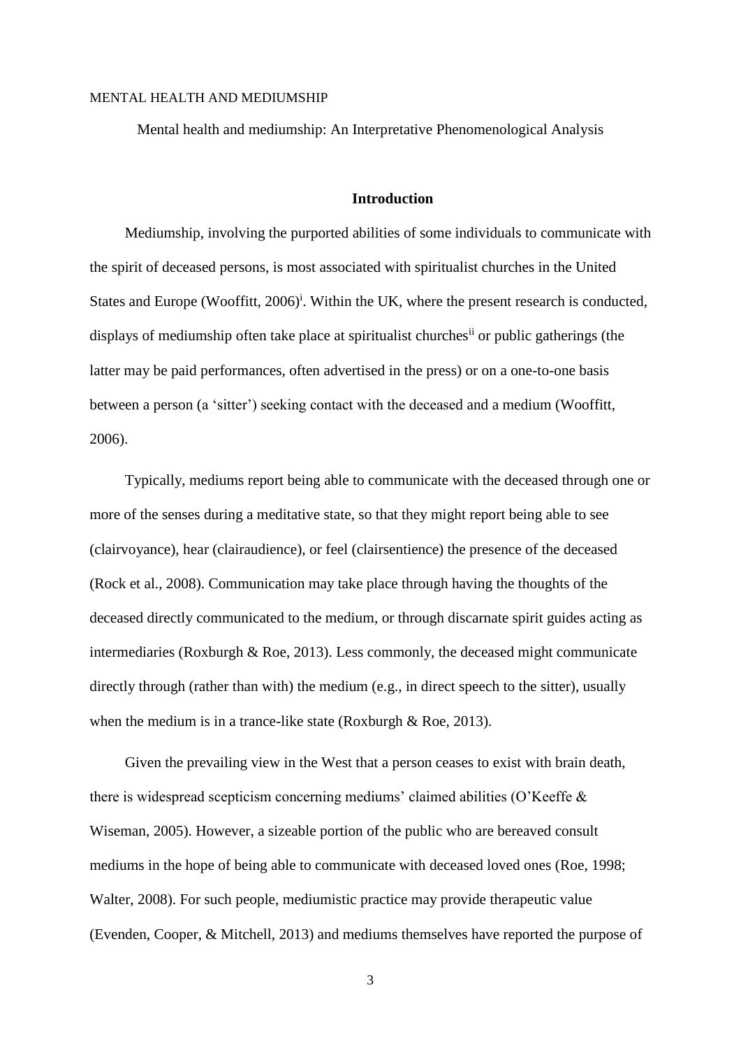Mental health and mediumship: An Interpretative Phenomenological Analysis

## Introduction

Mediumship, involving the purported abilities of some individuals to communicate with the spirit of deceased persons, is most associated with spiritualist churches in the United States and Europe (Wooffitt, 2006)[i]. Within the UK, where the present research is conducted, displays of mediumship often take place at spiritualist churches[ii] or public gatherings (the latter may be paid performances, often advertised in the press) or on a one-to-one basis between a person (a 'sitter') seeking contact with the deceased and a medium (Wooffitt, 2006).

Typically, mediums report being able to communicate with the deceased through one or more of the senses during a meditative state, so that they might report being able to see (clairvoyance), hear (clairaudience), or feel (clairsentience) the presence of the deceased (Rock et al., 2008). Communication may take place through having the thoughts of the deceased directly communicated to the medium, or through discarnate spirit guides acting as intermediaries (Roxburgh & Roe, 2013). Less commonly, the deceased might communicate directly through (rather than with) the medium (e.g., in direct speech to the sitter), usually when the medium is in a trance-like state (Roxburgh & Roe, 2013).

Given the prevailing view in the West that a person ceases to exist with brain death, there is widespread scepticism concerning mediums' claimed abilities (O'Keeffe & Wiseman, 2005). However, a sizeable portion of the public who are bereaved consult mediums in the hope of being able to communicate with deceased loved ones (Roe, 1998; Walter, 2008). For such people, mediumistic practice may provide therapeutic value (Evenden, Cooper, & Mitchell, 2013) and mediums themselves have reported the purpose of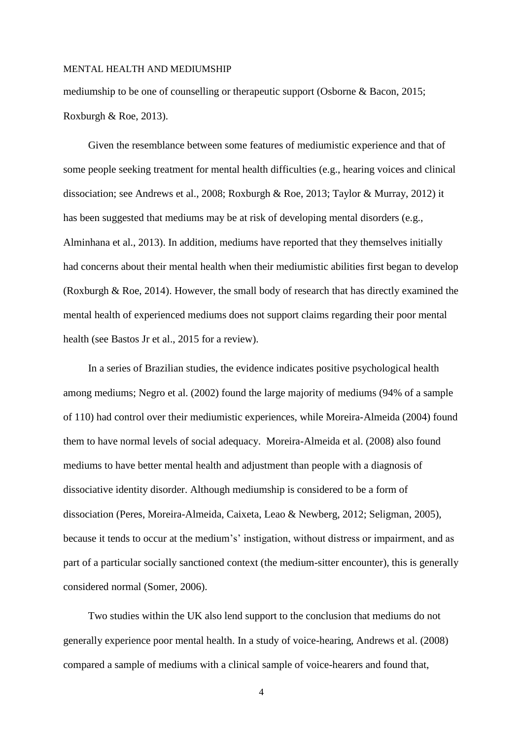mediumship to be one of counselling or therapeutic support (Osborne & Bacon, 2015; Roxburgh & Roe, 2013).

Given the resemblance between some features of mediumistic experience and that of some people seeking treatment for mental health difficulties (e.g., hearing voices and clinical dissociation; see Andrews et al., 2008; Roxburgh & Roe, 2013; Taylor & Murray, 2012) it has been suggested that mediums may be at risk of developing mental disorders (e.g., Alminhana et al., 2013). In addition, mediums have reported that they themselves initially had concerns about their mental health when their mediumistic abilities first began to develop (Roxburgh & Roe, 2014). However, the small body of research that has directly examined the mental health of experienced mediums does not support claims regarding their poor mental health (see Bastos Jr et al., 2015 for a review).

In a series of Brazilian studies, the evidence indicates positive psychological health among mediums; Negro et al. (2002) found the large majority of mediums (94% of a sample of 110) had control over their mediumistic experiences, while Moreira-Almeida (2004) found them to have normal levels of social adequacy. Moreira-Almeida et al. (2008) also found mediums to have better mental health and adjustment than people with a diagnosis of dissociative identity disorder. Although mediumship is considered to be a form of dissociation (Peres, Moreira-Almeida, Caixeta, Leao & Newberg, 2012; Seligman, 2005), because it tends to occur at the medium's' instigation, without distress or impairment, and as part of a particular socially sanctioned context (the medium-sitter encounter), this is generally considered normal (Somer, 2006).

Two studies within the UK also lend support to the conclusion that mediums do not generally experience poor mental health. In a study of voice-hearing, Andrews et al. (2008) compared a sample of mediums with a clinical sample of voice-hearers and found that,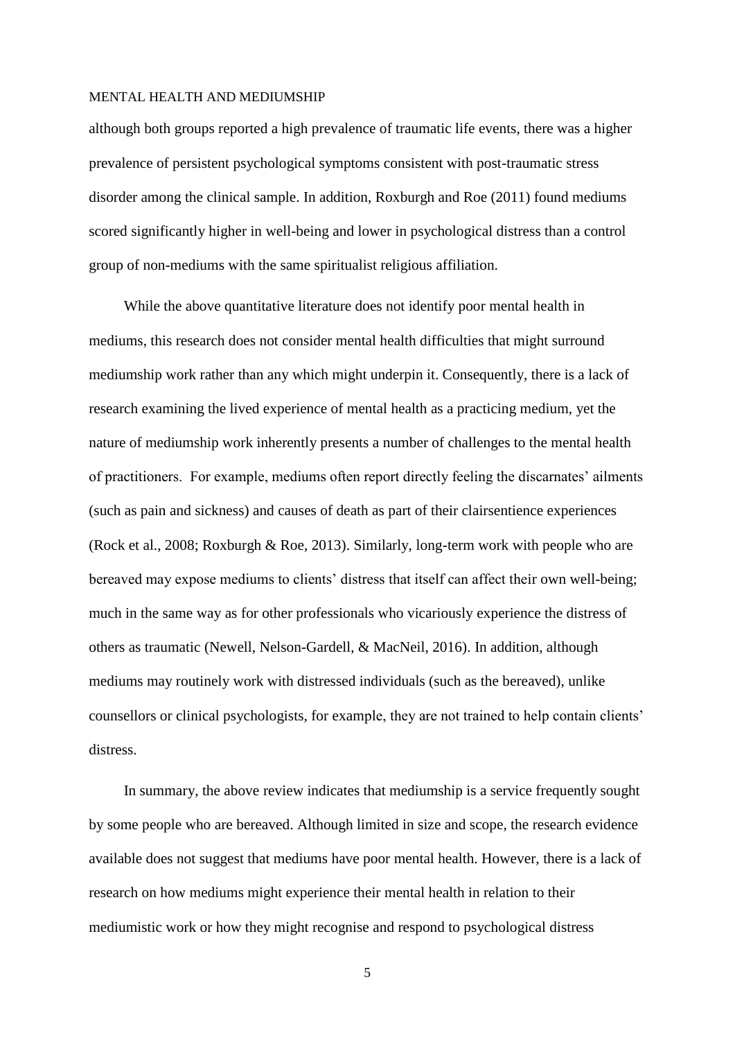although both groups reported a high prevalence of traumatic life events, there was a higher prevalence of persistent psychological symptoms consistent with post-traumatic stress disorder among the clinical sample. In addition, Roxburgh and Roe (2011) found mediums scored significantly higher in well-being and lower in psychological distress than a control group of non-mediums with the same spiritualist religious affiliation.

While the above quantitative literature does not identify poor mental health in mediums, this research does not consider mental health difficulties that might surround mediumship work rather than any which might underpin it. Consequently, there is a lack of research examining the lived experience of mental health as a practicing medium, yet the nature of mediumship work inherently presents a number of challenges to the mental health of practitioners. For example, mediums often report directly feeling the discarnates' ailments (such as pain and sickness) and causes of death as part of their clairsentience experiences (Rock et al., 2008; Roxburgh & Roe, 2013). Similarly, long-term work with people who are bereaved may expose mediums to clients' distress that itself can affect their own well-being; much in the same way as for other professionals who vicariously experience the distress of others as traumatic (Newell, Nelson-Gardell, & MacNeil, 2016). In addition, although mediums may routinely work with distressed individuals (such as the bereaved), unlike counsellors or clinical psychologists, for example, they are not trained to help contain clients' distress.

In summary, the above review indicates that mediumship is a service frequently sought by some people who are bereaved. Although limited in size and scope, the research evidence available does not suggest that mediums have poor mental health. However, there is a lack of research on how mediums might experience their mental health in relation to their mediumistic work or how they might recognise and respond to psychological distress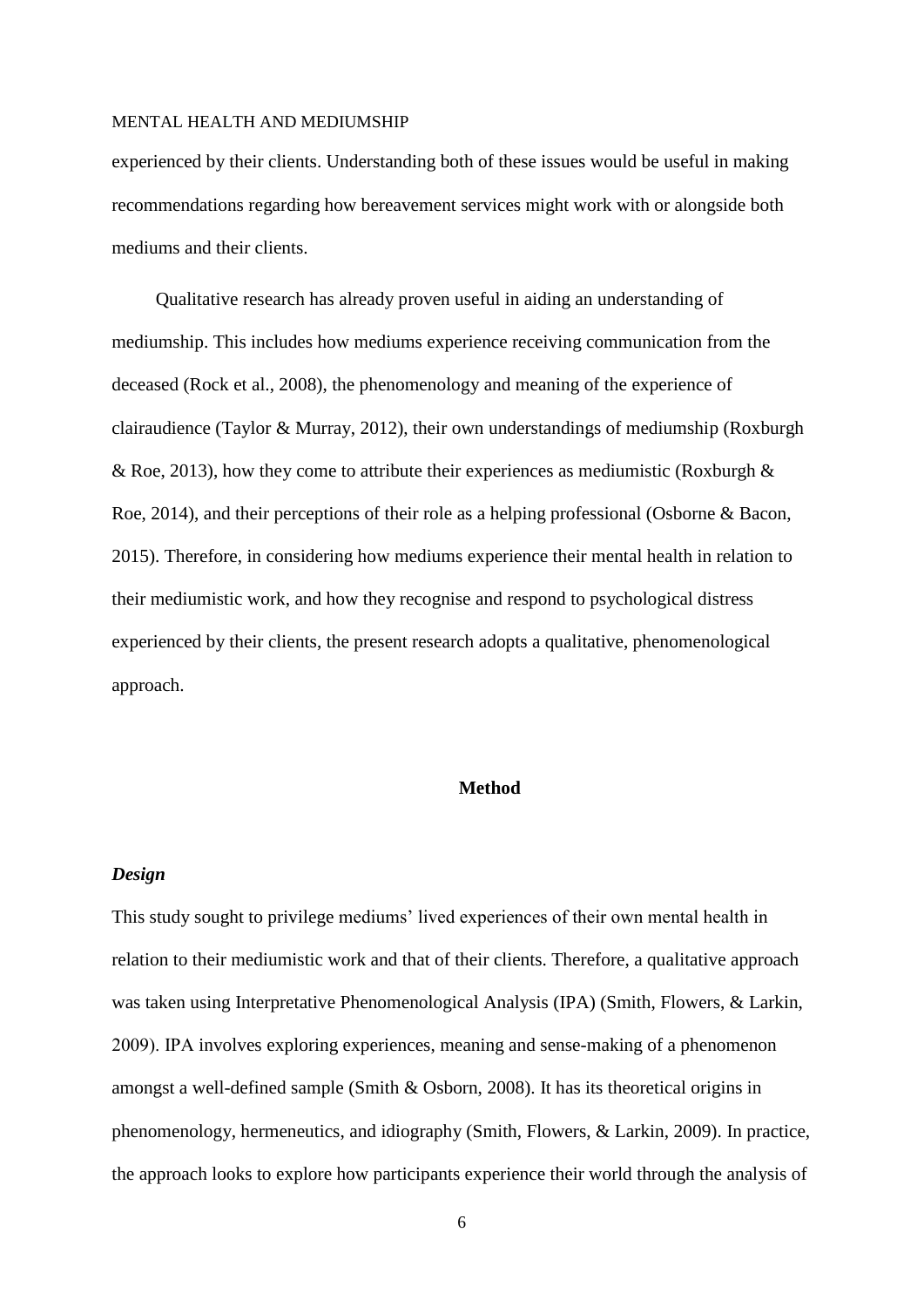experienced by their clients. Understanding both of these issues would be useful in making recommendations regarding how bereavement services might work with or alongside both mediums and their clients.

Qualitative research has already proven useful in aiding an understanding of mediumship. This includes how mediums experience receiving communication from the deceased (Rock et al., 2008), the phenomenology and meaning of the experience of clairaudience (Taylor & Murray, 2012), their own understandings of mediumship (Roxburgh & Roe, 2013), how they come to attribute their experiences as mediumistic (Roxburgh & Roe, 2014), and their perceptions of their role as a helping professional (Osborne & Bacon, 2015). Therefore, in considering how mediums experience their mental health in relation to their mediumistic work, and how they recognise and respond to psychological distress experienced by their clients, the present research adopts a qualitative, phenomenological approach.

## Method

### *Design*

This study sought to privilege mediums' lived experiences of their own mental health in relation to their mediumistic work and that of their clients. Therefore, a qualitative approach was taken using Interpretative Phenomenological Analysis (IPA) (Smith, Flowers, & Larkin, 2009). IPA involves exploring experiences, meaning and sense-making of a phenomenon amongst a well-defined sample (Smith & Osborn, 2008). It has its theoretical origins in phenomenology, hermeneutics, and idiography (Smith, Flowers, & Larkin, 2009). In practice, the approach looks to explore how participants experience their world through the analysis of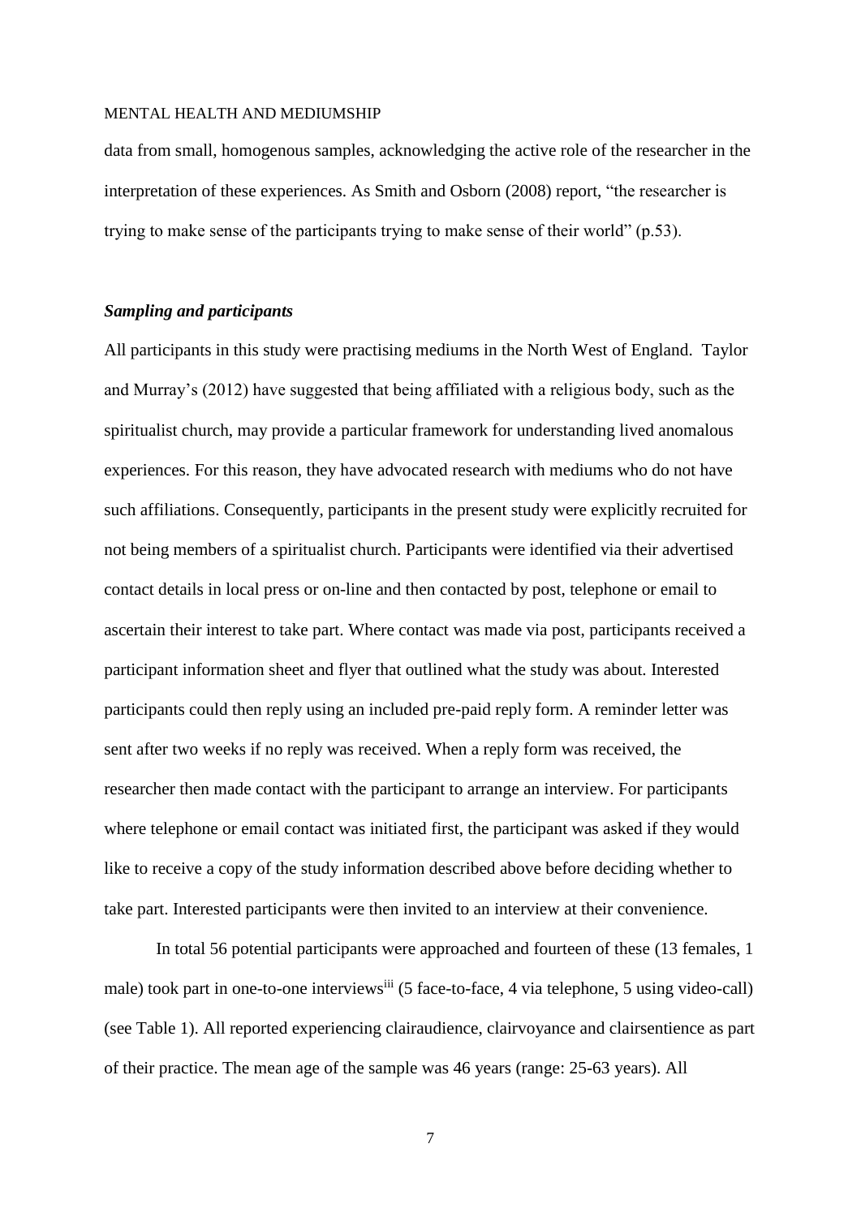data from small, homogenous samples, acknowledging the active role of the researcher in the interpretation of these experiences. As Smith and Osborn (2008) report, "the researcher is trying to make sense of the participants trying to make sense of their world" (p.53).

### *Sampling and participants*

All participants in this study were practising mediums in the North West of England. Taylor and Murray's (2012) have suggested that being affiliated with a religious body, such as the spiritualist church, may provide a particular framework for understanding lived anomalous experiences. For this reason, they have advocated research with mediums who do not have such affiliations. Consequently, participants in the present study were explicitly recruited for not being members of a spiritualist church. Participants were identified via their advertised contact details in local press or on-line and then contacted by post, telephone or email to ascertain their interest to take part. Where contact was made via post, participants received a participant information sheet and flyer that outlined what the study was about. Interested participants could then reply using an included pre-paid reply form. A reminder letter was sent after two weeks if no reply was received. When a reply form was received, the researcher then made contact with the participant to arrange an interview. For participants where telephone or email contact was initiated first, the participant was asked if they would like to receive a copy of the study information described above before deciding whether to take part. Interested participants were then invited to an interview at their convenience.

In total 56 potential participants were approached and fourteen of these (13 females, 1 male) took part in one-to-one interviews[iii] (5 face-to-face, 4 via telephone, 5 using video-call) (see Table 1). All reported experiencing clairaudience, clairvoyance and clairsentience as part of their practice. The mean age of the sample was 46 years (range: 25-63 years). All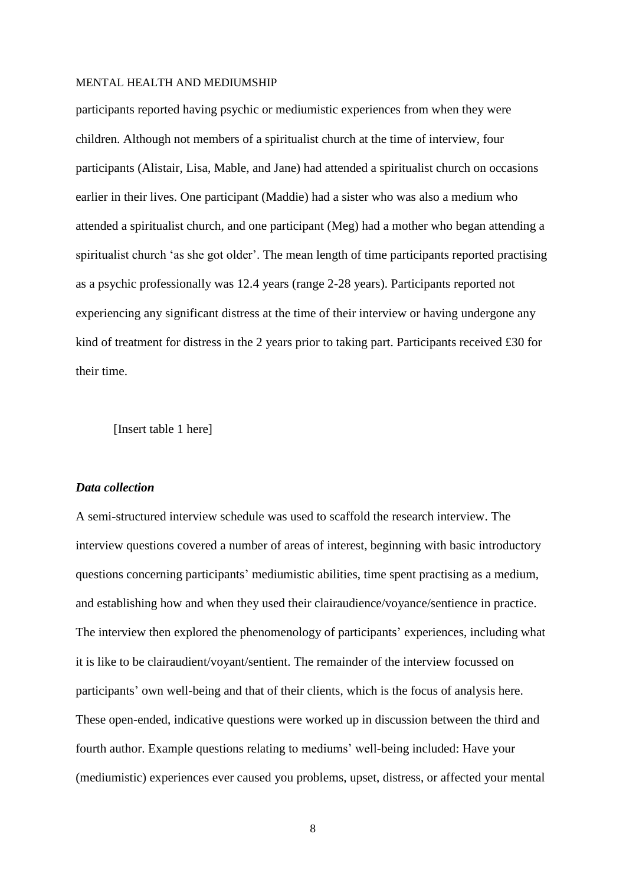participants reported having psychic or mediumistic experiences from when they were children. Although not members of a spiritualist church at the time of interview, four participants (Alistair, Lisa, Mable, and Jane) had attended a spiritualist church on occasions earlier in their lives. One participant (Maddie) had a sister who was also a medium who attended a spiritualist church, and one participant (Meg) had a mother who began attending a spiritualist church 'as she got older'. The mean length of time participants reported practising as a psychic professionally was 12.4 years (range 2-28 years). Participants reported not experiencing any significant distress at the time of their interview or having undergone any kind of treatment for distress in the 2 years prior to taking part. Participants received £30 for their time.

[Insert table 1 here]

### *Data collection*

A semi-structured interview schedule was used to scaffold the research interview. The interview questions covered a number of areas of interest, beginning with basic introductory questions concerning participants' mediumistic abilities, time spent practising as a medium, and establishing how and when they used their clairaudience/voyance/sentience in practice. The interview then explored the phenomenology of participants' experiences, including what it is like to be clairaudient/voyant/sentient. The remainder of the interview focussed on participants' own well-being and that of their clients, which is the focus of analysis here. These open-ended, indicative questions were worked up in discussion between the third and fourth author. Example questions relating to mediums' well-being included: Have your (mediumistic) experiences ever caused you problems, upset, distress, or affected your mental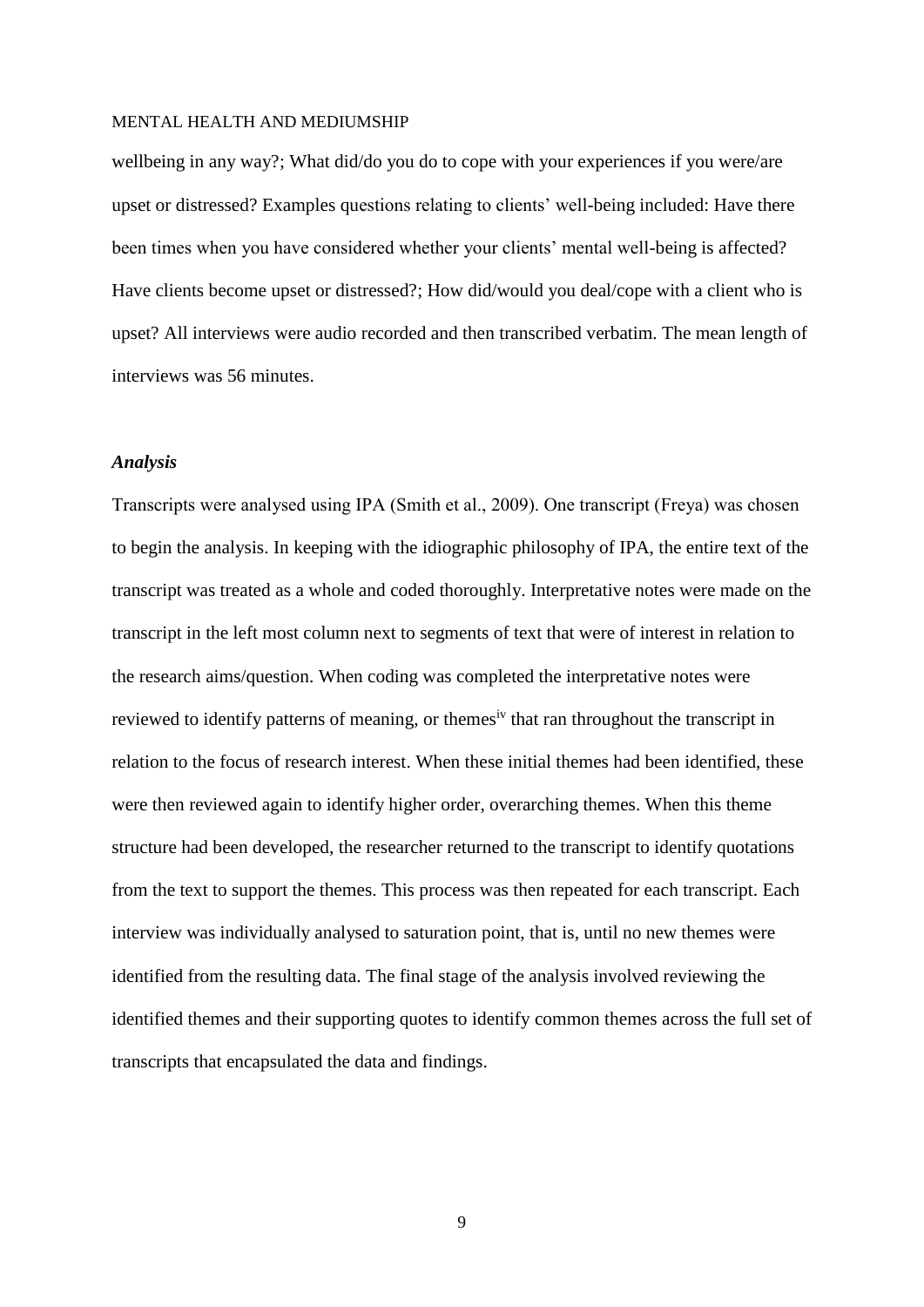wellbeing in any way?; What did/do you do to cope with your experiences if you were/are upset or distressed? Examples questions relating to clients' well-being included: Have there been times when you have considered whether your clients' mental well-being is affected? Have clients become upset or distressed?; How did/would you deal/cope with a client who is upset? All interviews were audio recorded and then transcribed verbatim. The mean length of interviews was 56 minutes.

### *Analysis*

Transcripts were analysed using IPA (Smith et al., 2009). One transcript (Freya) was chosen to begin the analysis. In keeping with the idiographic philosophy of IPA, the entire text of the transcript was treated as a whole and coded thoroughly. Interpretative notes were made on the transcript in the left most column next to segments of text that were of interest in relation to the research aims/question. When coding was completed the interpretative notes were reviewed to identify patterns of meaning, or themes[iv] that ran throughout the transcript in relation to the focus of research interest. When these initial themes had been identified, these were then reviewed again to identify higher order, overarching themes. When this theme structure had been developed, the researcher returned to the transcript to identify quotations from the text to support the themes. This process was then repeated for each transcript. Each interview was individually analysed to saturation point, that is, until no new themes were identified from the resulting data. The final stage of the analysis involved reviewing the identified themes and their supporting quotes to identify common themes across the full set of transcripts that encapsulated the data and findings.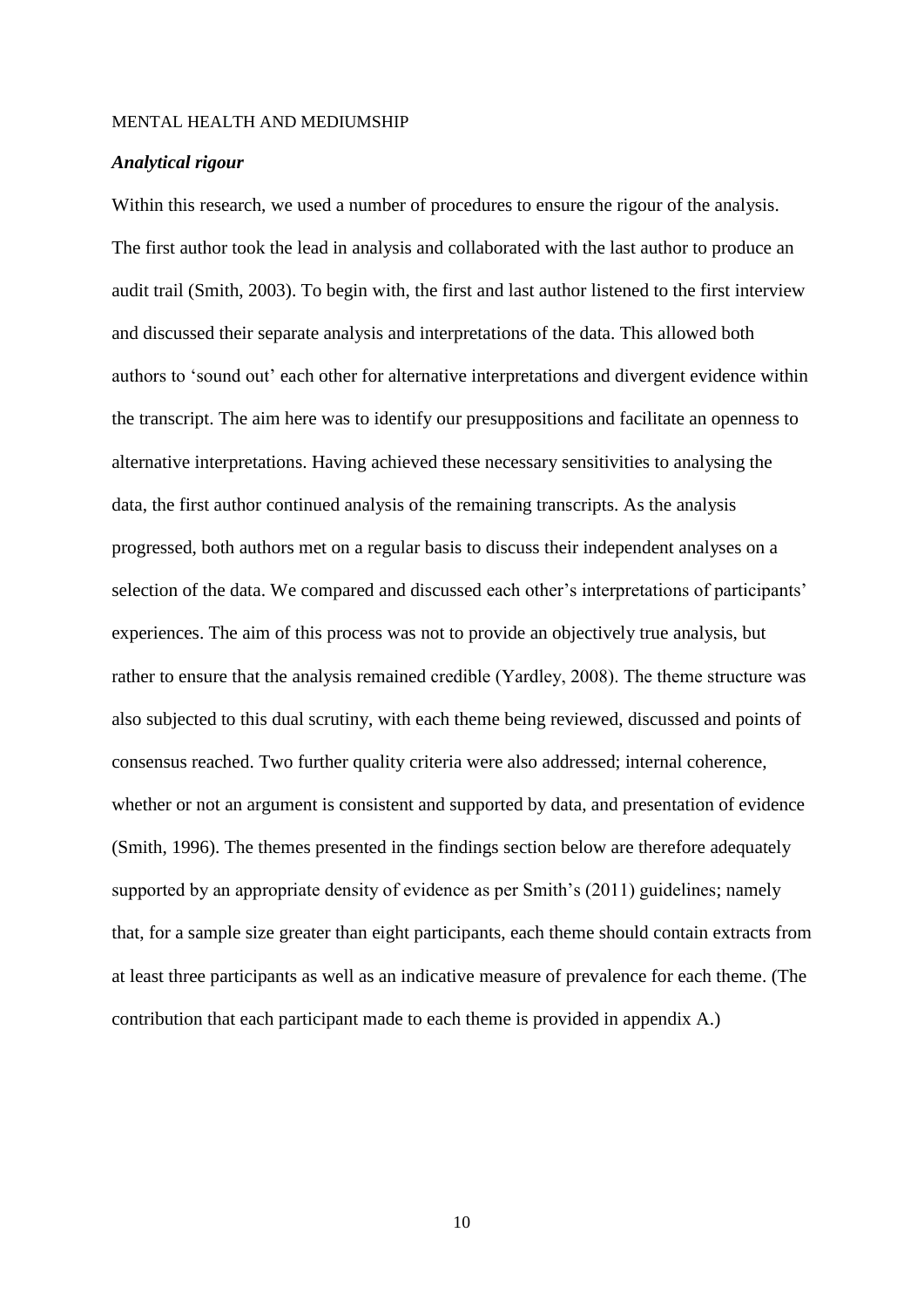### *Analytical rigour*

Within this research, we used a number of procedures to ensure the rigour of the analysis. The first author took the lead in analysis and collaborated with the last author to produce an audit trail (Smith, 2003). To begin with, the first and last author listened to the first interview and discussed their separate analysis and interpretations of the data. This allowed both authors to 'sound out' each other for alternative interpretations and divergent evidence within the transcript. The aim here was to identify our presuppositions and facilitate an openness to alternative interpretations. Having achieved these necessary sensitivities to analysing the data, the first author continued analysis of the remaining transcripts. As the analysis progressed, both authors met on a regular basis to discuss their independent analyses on a selection of the data. We compared and discussed each other's interpretations of participants' experiences. The aim of this process was not to provide an objectively true analysis, but rather to ensure that the analysis remained credible (Yardley, 2008). The theme structure was also subjected to this dual scrutiny, with each theme being reviewed, discussed and points of consensus reached. Two further quality criteria were also addressed; internal coherence, whether or not an argument is consistent and supported by data, and presentation of evidence (Smith, 1996). The themes presented in the findings section below are therefore adequately supported by an appropriate density of evidence as per Smith's (2011) guidelines; namely that, for a sample size greater than eight participants, each theme should contain extracts from at least three participants as well as an indicative measure of prevalence for each theme. (The contribution that each participant made to each theme is provided in appendix A.)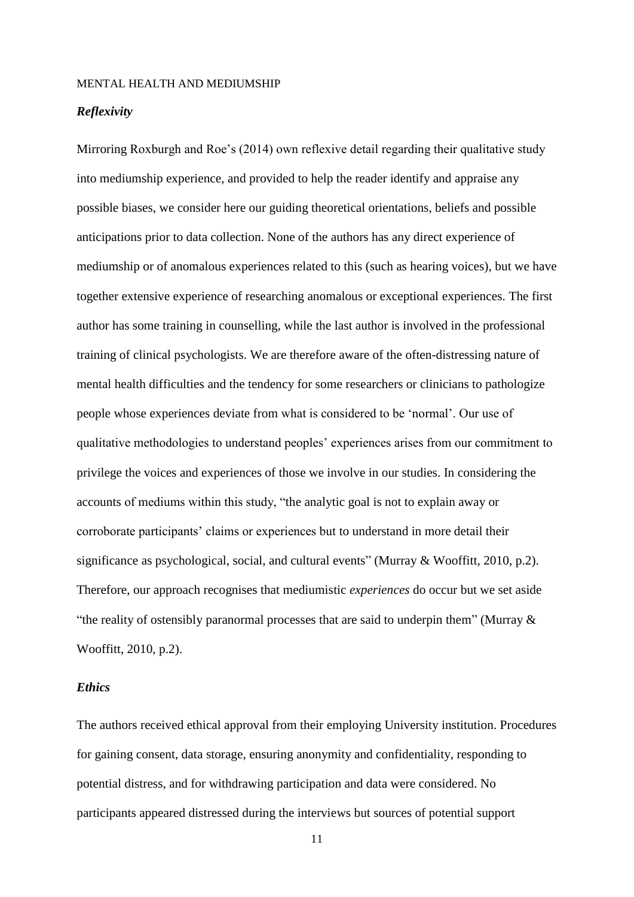### *Reflexivity*

Mirroring Roxburgh and Roe's (2014) own reflexive detail regarding their qualitative study into mediumship experience, and provided to help the reader identify and appraise any possible biases, we consider here our guiding theoretical orientations, beliefs and possible anticipations prior to data collection. None of the authors has any direct experience of mediumship or of anomalous experiences related to this (such as hearing voices), but we have together extensive experience of researching anomalous or exceptional experiences. The first author has some training in counselling, while the last author is involved in the professional training of clinical psychologists. We are therefore aware of the often-distressing nature of mental health difficulties and the tendency for some researchers or clinicians to pathologize people whose experiences deviate from what is considered to be 'normal'. Our use of qualitative methodologies to understand peoples' experiences arises from our commitment to privilege the voices and experiences of those we involve in our studies. In considering the accounts of mediums within this study, "the analytic goal is not to explain away or corroborate participants' claims or experiences but to understand in more detail their significance as psychological, social, and cultural events" (Murray & Wooffitt, 2010, p.2). Therefore, our approach recognises that mediumistic *experiences* do occur but we set aside "the reality of ostensibly paranormal processes that are said to underpin them" (Murray & Wooffitt, 2010, p.2).

### *Ethics*

The authors received ethical approval from their employing University institution. Procedures for gaining consent, data storage, ensuring anonymity and confidentiality, responding to potential distress, and for withdrawing participation and data were considered. No participants appeared distressed during the interviews but sources of potential support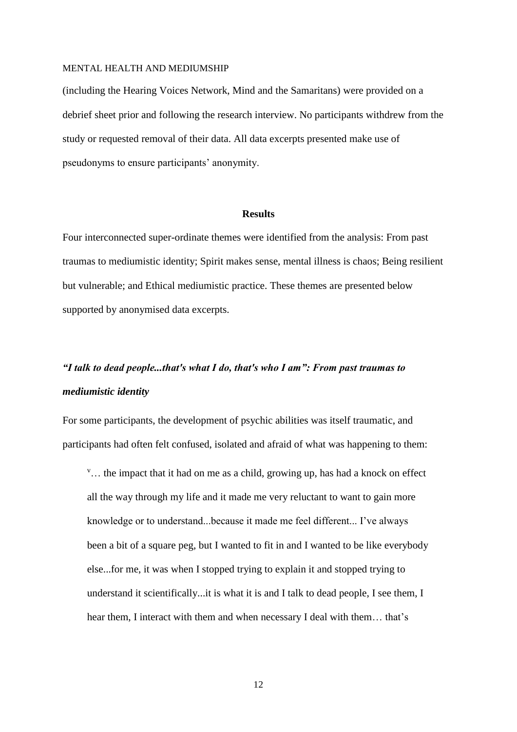(including the Hearing Voices Network, Mind and the Samaritans) were provided on a debrief sheet prior and following the research interview. No participants withdrew from the study or requested removal of their data. All data excerpts presented make use of pseudonyms to ensure participants' anonymity.

## Results

Four interconnected super-ordinate themes were identified from the analysis: From past traumas to mediumistic identity; Spirit makes sense, mental illness is chaos; Being resilient but vulnerable; and Ethical mediumistic practice. These themes are presented below supported by anonymised data excerpts.

### *"I talk to dead people...that's what I do, that's who I am": From past traumas to mediumistic identity*

For some participants, the development of psychic abilities was itself traumatic, and participants had often felt confused, isolated and afraid of what was happening to them:

> [v]… the impact that it had on me as a child, growing up, has had a knock on effect all the way through my life and it made me very reluctant to want to gain more knowledge or to understand...because it made me feel different... I've always been a bit of a square peg, but I wanted to fit in and I wanted to be like everybody else...for me, it was when I stopped trying to explain it and stopped trying to understand it scientifically...it is what it is and I talk to dead people, I see them, I hear them, I interact with them and when necessary I deal with them… that's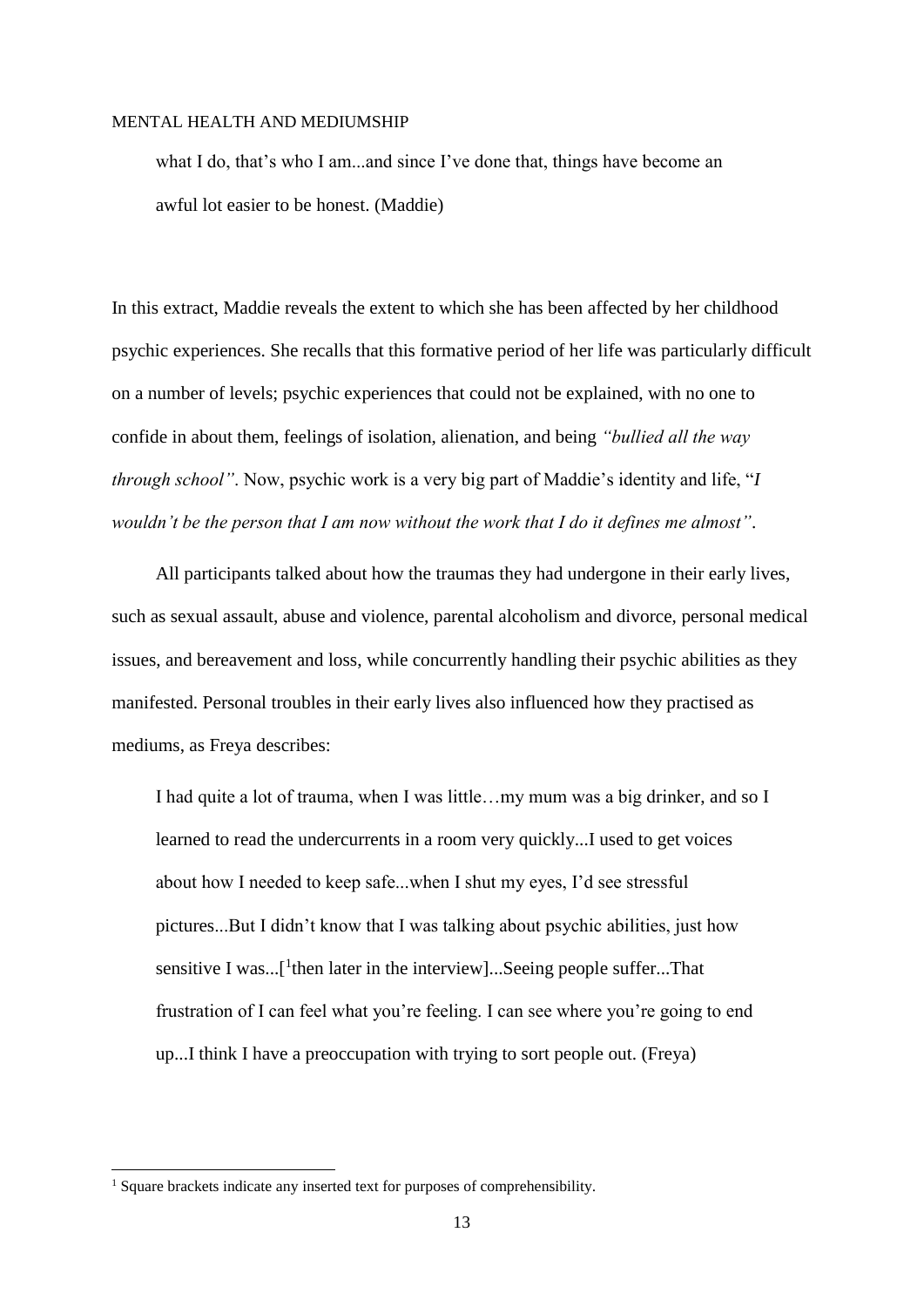what I do, that's who I am...and since I've done that, things have become an awful lot easier to be honest. (Maddie)

In this extract, Maddie reveals the extent to which she has been affected by her childhood psychic experiences. She recalls that this formative period of her life was particularly difficult on a number of levels; psychic experiences that could not be explained, with no one to confide in about them, feelings of isolation, alienation, and being *"bullied all the way through school"*. Now, psychic work is a very big part of Maddie's identity and life, "*I wouldn't be the person that I am now without the work that I do it defines me almost"*.

All participants talked about how the traumas they had undergone in their early lives, such as sexual assault, abuse and violence, parental alcoholism and divorce, personal medical issues, and bereavement and loss, while concurrently handling their psychic abilities as they manifested. Personal troubles in their early lives also influenced how they practised as mediums, as Freya describes:

> I had quite a lot of trauma, when I was little…my mum was a big drinker, and so I learned to read the undercurrents in a room very quickly...I used to get voices about how I needed to keep safe...when I shut my eyes, I'd see stressful pictures...But I didn't know that I was talking about psychic abilities, just how sensitive I was...[[1]then later in the interview]...Seeing people suffer...That frustration of I can feel what you're feeling. I can see where you're going to end up...I think I have a preoccupation with trying to sort people out. (Freya)

[1] Square brackets indicate any inserted text for purposes of comprehensibility.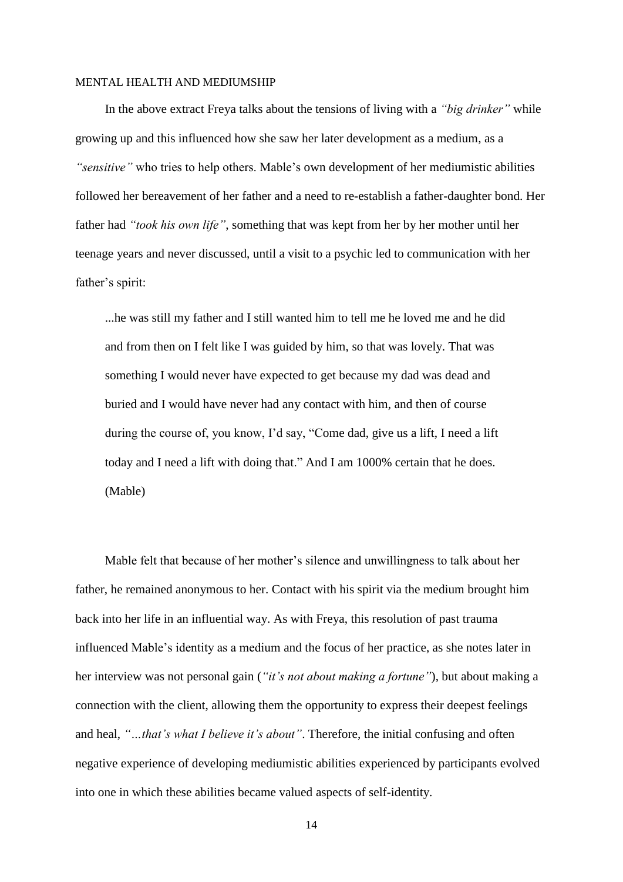In the above extract Freya talks about the tensions of living with a *"big drinker"* while growing up and this influenced how she saw her later development as a medium, as a *"sensitive"* who tries to help others. Mable's own development of her mediumistic abilities followed her bereavement of her father and a need to re-establish a father-daughter bond. Her father had *"took his own life"*, something that was kept from her by her mother until her teenage years and never discussed, until a visit to a psychic led to communication with her father's spirit:

> ...he was still my father and I still wanted him to tell me he loved me and he did and from then on I felt like I was guided by him, so that was lovely. That was something I would never have expected to get because my dad was dead and buried and I would have never had any contact with him, and then of course during the course of, you know, I'd say, "Come dad, give us a lift, I need a lift today and I need a lift with doing that." And I am 1000% certain that he does. (Mable)

Mable felt that because of her mother's silence and unwillingness to talk about her father, he remained anonymous to her. Contact with his spirit via the medium brought him back into her life in an influential way. As with Freya, this resolution of past trauma influenced Mable's identity as a medium and the focus of her practice, as she notes later in her interview was not personal gain (*"it's not about making a fortune"*), but about making a connection with the client, allowing them the opportunity to express their deepest feelings and heal, *"…that's what I believe it's about"*. Therefore, the initial confusing and often negative experience of developing mediumistic abilities experienced by participants evolved into one in which these abilities became valued aspects of self-identity.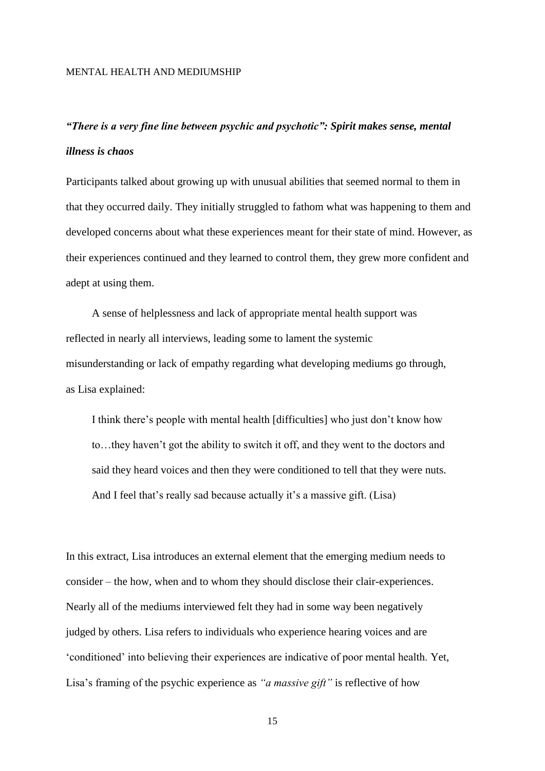### *“There is a very fine line between psychic and psychotic”: Spirit makes sense, mental illness is chaos*

Participants talked about growing up with unusual abilities that seemed normal to them in that they occurred daily. They initially struggled to fathom what was happening to them and developed concerns about what these experiences meant for their state of mind. However, as their experiences continued and they learned to control them, they grew more confident and adept at using them.

A sense of helplessness and lack of appropriate mental health support was reflected in nearly all interviews, leading some to lament the systemic misunderstanding or lack of empathy regarding what developing mediums go through, as Lisa explained:

> I think there’s people with mental health [difficulties] who just don’t know how to…they haven’t got the ability to switch it off, and they went to the doctors and said they heard voices and then they were conditioned to tell that they were nuts. And I feel that’s really sad because actually it’s a massive gift. (Lisa)

In this extract, Lisa introduces an external element that the emerging medium needs to consider – the how, when and to whom they should disclose their clair-experiences. Nearly all of the mediums interviewed felt they had in some way been negatively judged by others. Lisa refers to individuals who experience hearing voices and are ‘conditioned’ into believing their experiences are indicative of poor mental health. Yet, Lisa’s framing of the psychic experience as *“a massive gift”* is reflective of how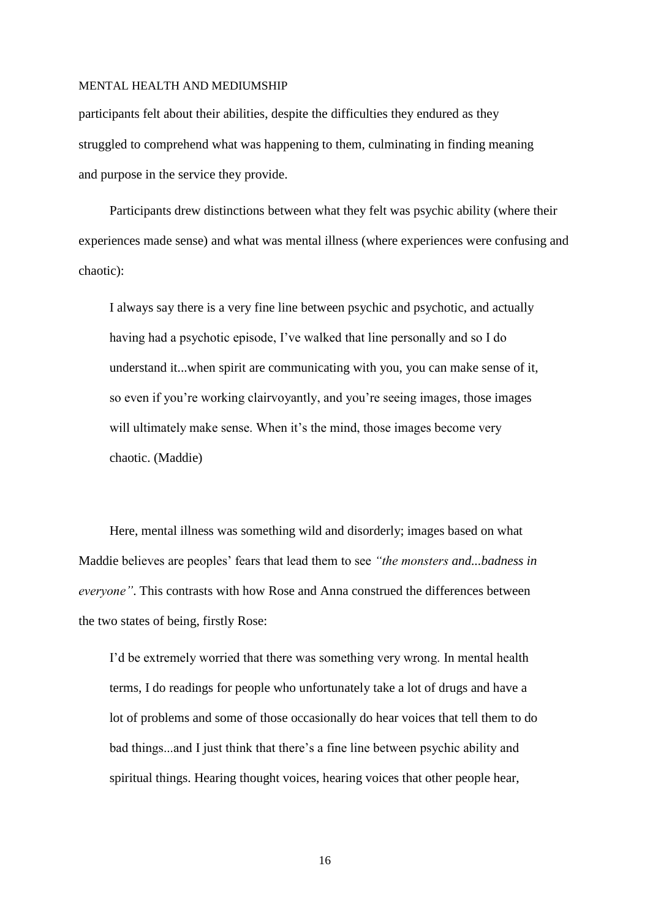participants felt about their abilities, despite the difficulties they endured as they struggled to comprehend what was happening to them, culminating in finding meaning and purpose in the service they provide.

Participants drew distinctions between what they felt was psychic ability (where their experiences made sense) and what was mental illness (where experiences were confusing and chaotic):

> I always say there is a very fine line between psychic and psychotic, and actually having had a psychotic episode, I've walked that line personally and so I do understand it...when spirit are communicating with you, you can make sense of it, so even if you're working clairvoyantly, and you're seeing images, those images will ultimately make sense. When it's the mind, those images become very chaotic. (Maddie)

Here, mental illness was something wild and disorderly; images based on what Maddie believes are peoples' fears that lead them to see *"the monsters and...badness in everyone"*. This contrasts with how Rose and Anna construed the differences between the two states of being, firstly Rose:

> I'd be extremely worried that there was something very wrong. In mental health terms, I do readings for people who unfortunately take a lot of drugs and have a lot of problems and some of those occasionally do hear voices that tell them to do bad things...and I just think that there's a fine line between psychic ability and spiritual things. Hearing thought voices, hearing voices that other people hear,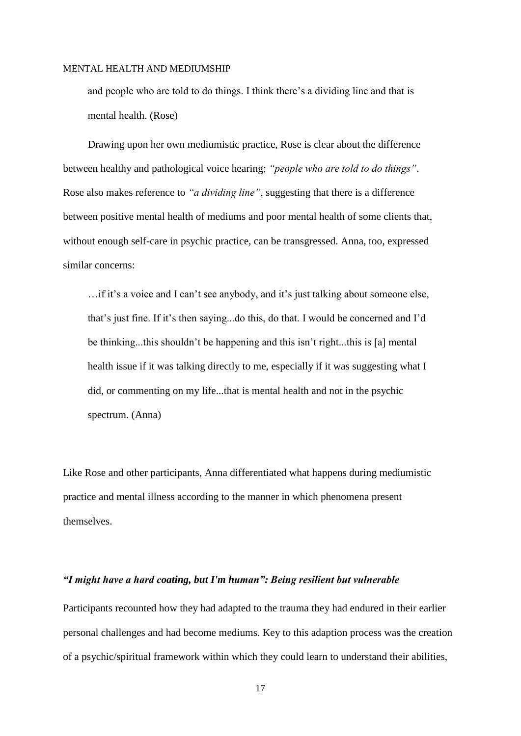and people who are told to do things. I think there's a dividing line and that is mental health. (Rose)

Drawing upon her own mediumistic practice, Rose is clear about the difference between healthy and pathological voice hearing; *"people who are told to do things"*. Rose also makes reference to *"a dividing line"*, suggesting that there is a difference between positive mental health of mediums and poor mental health of some clients that, without enough self-care in psychic practice, can be transgressed. Anna, too, expressed similar concerns:

> …if it's a voice and I can't see anybody, and it's just talking about someone else, that's just fine. If it's then saying...do this, do that. I would be concerned and I'd be thinking...this shouldn't be happening and this isn't right...this is [a] mental health issue if it was talking directly to me, especially if it was suggesting what I did, or commenting on my life...that is mental health and not in the psychic spectrum. (Anna)

Like Rose and other participants, Anna differentiated what happens during mediumistic practice and mental illness according to the manner in which phenomena present themselves.

### *"I might have a hard coating, but I'm human": Being resilient but vulnerable*

Participants recounted how they had adapted to the trauma they had endured in their earlier personal challenges and had become mediums. Key to this adaption process was the creation of a psychic/spiritual framework within which they could learn to understand their abilities,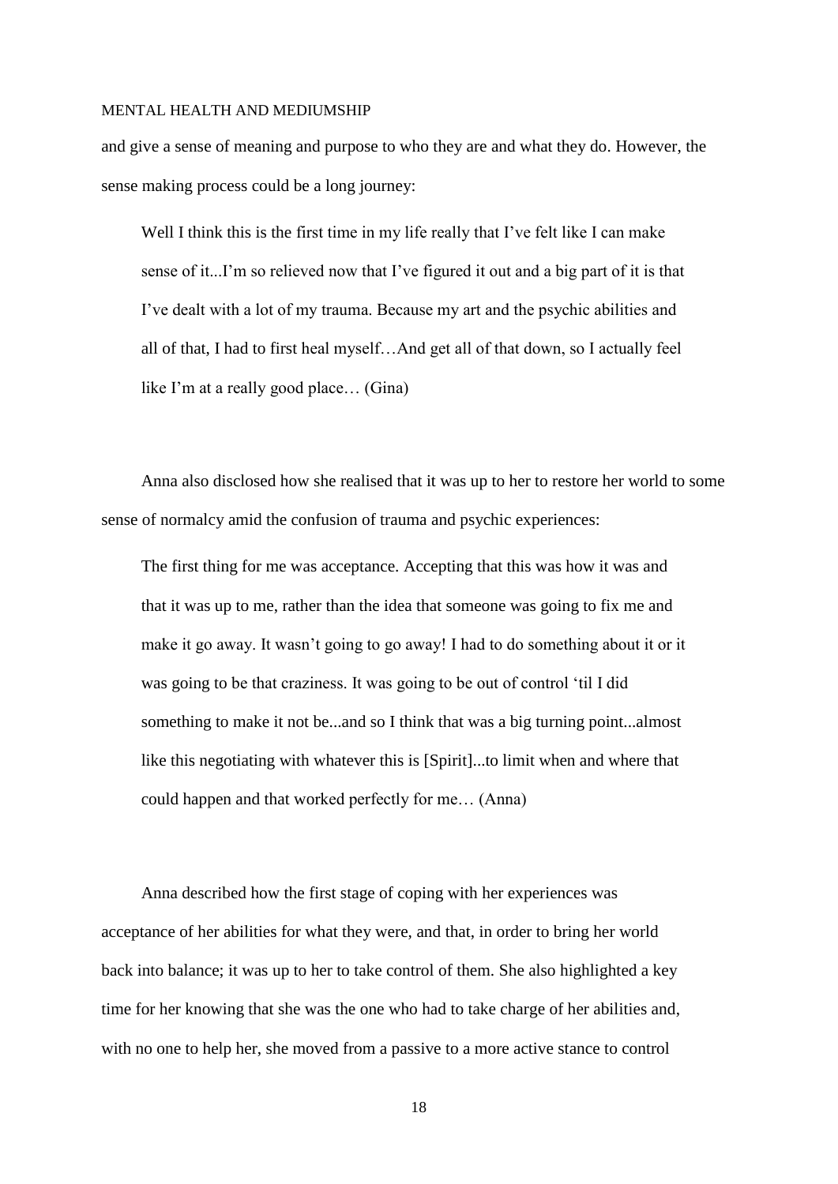and give a sense of meaning and purpose to who they are and what they do. However, the sense making process could be a long journey:

> Well I think this is the first time in my life really that I've felt like I can make sense of it...I'm so relieved now that I've figured it out and a big part of it is that I've dealt with a lot of my trauma. Because my art and the psychic abilities and all of that, I had to first heal myself…And get all of that down, so I actually feel like I'm at a really good place… (Gina)

Anna also disclosed how she realised that it was up to her to restore her world to some sense of normalcy amid the confusion of trauma and psychic experiences:

> The first thing for me was acceptance. Accepting that this was how it was and that it was up to me, rather than the idea that someone was going to fix me and make it go away. It wasn't going to go away! I had to do something about it or it was going to be that craziness. It was going to be out of control 'til I did something to make it not be...and so I think that was a big turning point...almost like this negotiating with whatever this is [Spirit]...to limit when and where that could happen and that worked perfectly for me… (Anna)

Anna described how the first stage of coping with her experiences was acceptance of her abilities for what they were, and that, in order to bring her world back into balance; it was up to her to take control of them. She also highlighted a key time for her knowing that she was the one who had to take charge of her abilities and, with no one to help her, she moved from a passive to a more active stance to control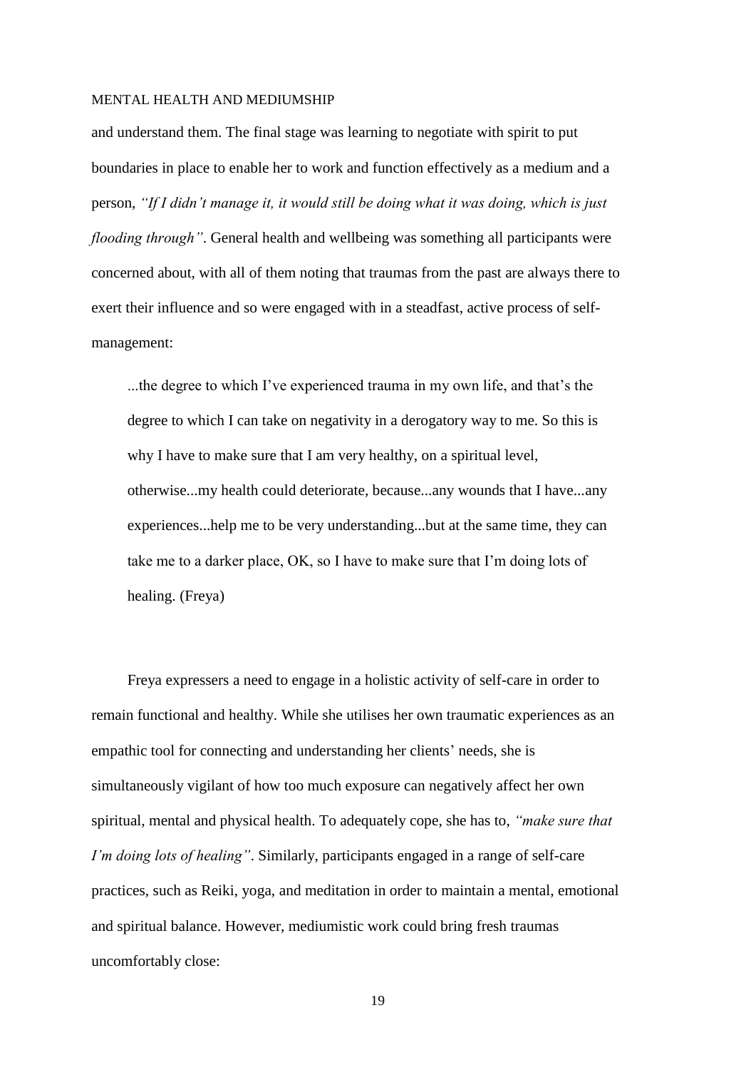and understand them. The final stage was learning to negotiate with spirit to put boundaries in place to enable her to work and function effectively as a medium and a person, *"If I didn't manage it, it would still be doing what it was doing, which is just flooding through"*. General health and wellbeing was something all participants were concerned about, with all of them noting that traumas from the past are always there to exert their influence and so were engaged with in a steadfast, active process of self-management:

> ...the degree to which I've experienced trauma in my own life, and that's the degree to which I can take on negativity in a derogatory way to me. So this is why I have to make sure that I am very healthy, on a spiritual level, otherwise...my health could deteriorate, because...any wounds that I have...any experiences...help me to be very understanding...but at the same time, they can take me to a darker place, OK, so I have to make sure that I'm doing lots of healing. (Freya)

Freya expressers a need to engage in a holistic activity of self-care in order to remain functional and healthy. While she utilises her own traumatic experiences as an empathic tool for connecting and understanding her clients' needs, she is simultaneously vigilant of how too much exposure can negatively affect her own spiritual, mental and physical health. To adequately cope, she has to, *"make sure that I'm doing lots of healing"*. Similarly, participants engaged in a range of self-care practices, such as Reiki, yoga, and meditation in order to maintain a mental, emotional and spiritual balance. However, mediumistic work could bring fresh traumas uncomfortably close: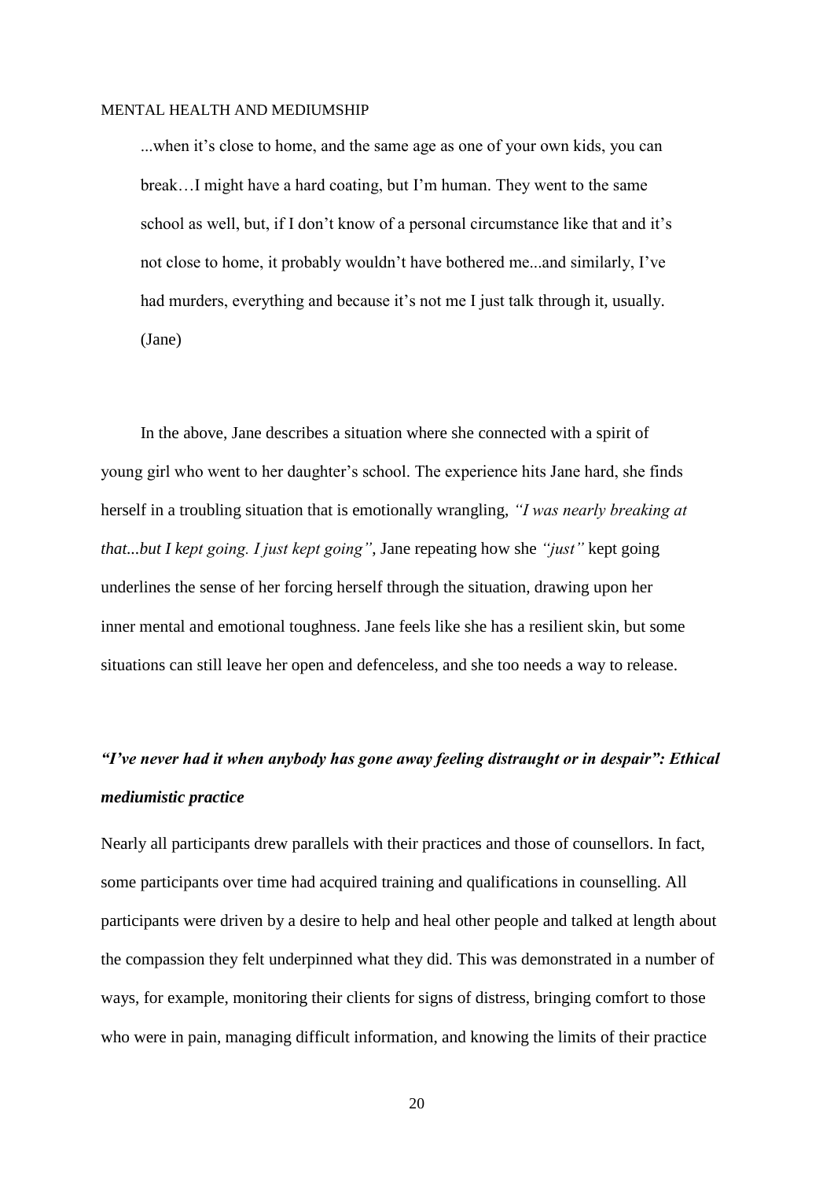> ...when it's close to home, and the same age as one of your own kids, you can break…I might have a hard coating, but I'm human. They went to the same school as well, but, if I don't know of a personal circumstance like that and it's not close to home, it probably wouldn't have bothered me...and similarly, I've had murders, everything and because it's not me I just talk through it, usually. (Jane)

In the above, Jane describes a situation where she connected with a spirit of young girl who went to her daughter's school. The experience hits Jane hard, she finds herself in a troubling situation that is emotionally wrangling, *"I was nearly breaking at that...but I kept going. I just kept going"*, Jane repeating how she *"just"* kept going underlines the sense of her forcing herself through the situation, drawing upon her inner mental and emotional toughness. Jane feels like she has a resilient skin, but some situations can still leave her open and defenceless, and she too needs a way to release.

### *"I've never had it when anybody has gone away feeling distraught or in despair": Ethical mediumistic practice*

Nearly all participants drew parallels with their practices and those of counsellors. In fact, some participants over time had acquired training and qualifications in counselling. All participants were driven by a desire to help and heal other people and talked at length about the compassion they felt underpinned what they did. This was demonstrated in a number of ways, for example, monitoring their clients for signs of distress, bringing comfort to those who were in pain, managing difficult information, and knowing the limits of their practice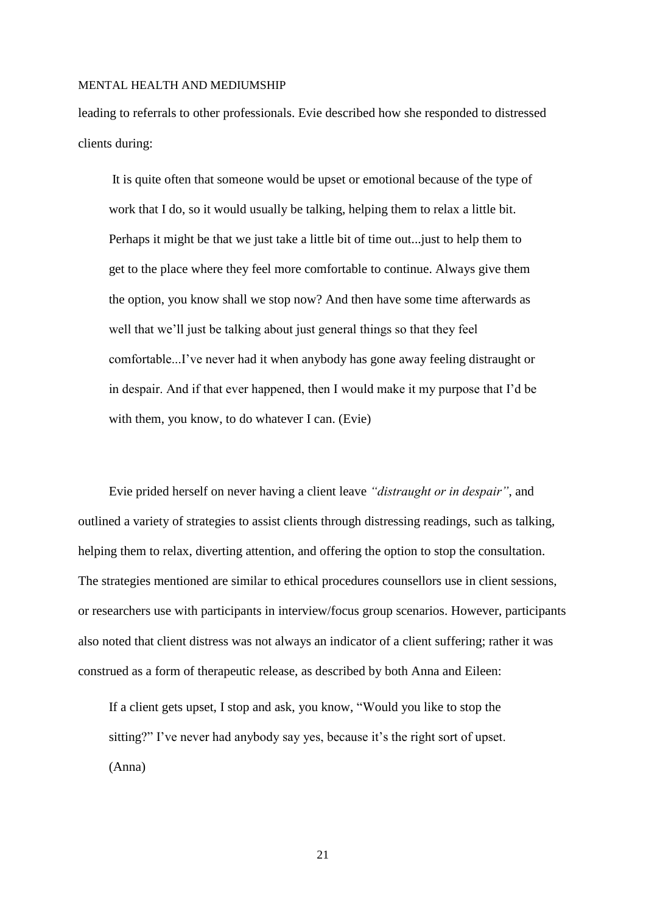leading to referrals to other professionals. Evie described how she responded to distressed clients during:

> It is quite often that someone would be upset or emotional because of the type of work that I do, so it would usually be talking, helping them to relax a little bit. Perhaps it might be that we just take a little bit of time out...just to help them to get to the place where they feel more comfortable to continue. Always give them the option, you know shall we stop now? And then have some time afterwards as well that we'll just be talking about just general things so that they feel comfortable...I've never had it when anybody has gone away feeling distraught or in despair. And if that ever happened, then I would make it my purpose that I'd be with them, you know, to do whatever I can. (Evie)

Evie prided herself on never having a client leave *"distraught or in despair"*, and outlined a variety of strategies to assist clients through distressing readings, such as talking, helping them to relax, diverting attention, and offering the option to stop the consultation. The strategies mentioned are similar to ethical procedures counsellors use in client sessions, or researchers use with participants in interview/focus group scenarios. However, participants also noted that client distress was not always an indicator of a client suffering; rather it was construed as a form of therapeutic release, as described by both Anna and Eileen:

> If a client gets upset, I stop and ask, you know, "Would you like to stop the sitting?" I've never had anybody say yes, because it's the right sort of upset. (Anna)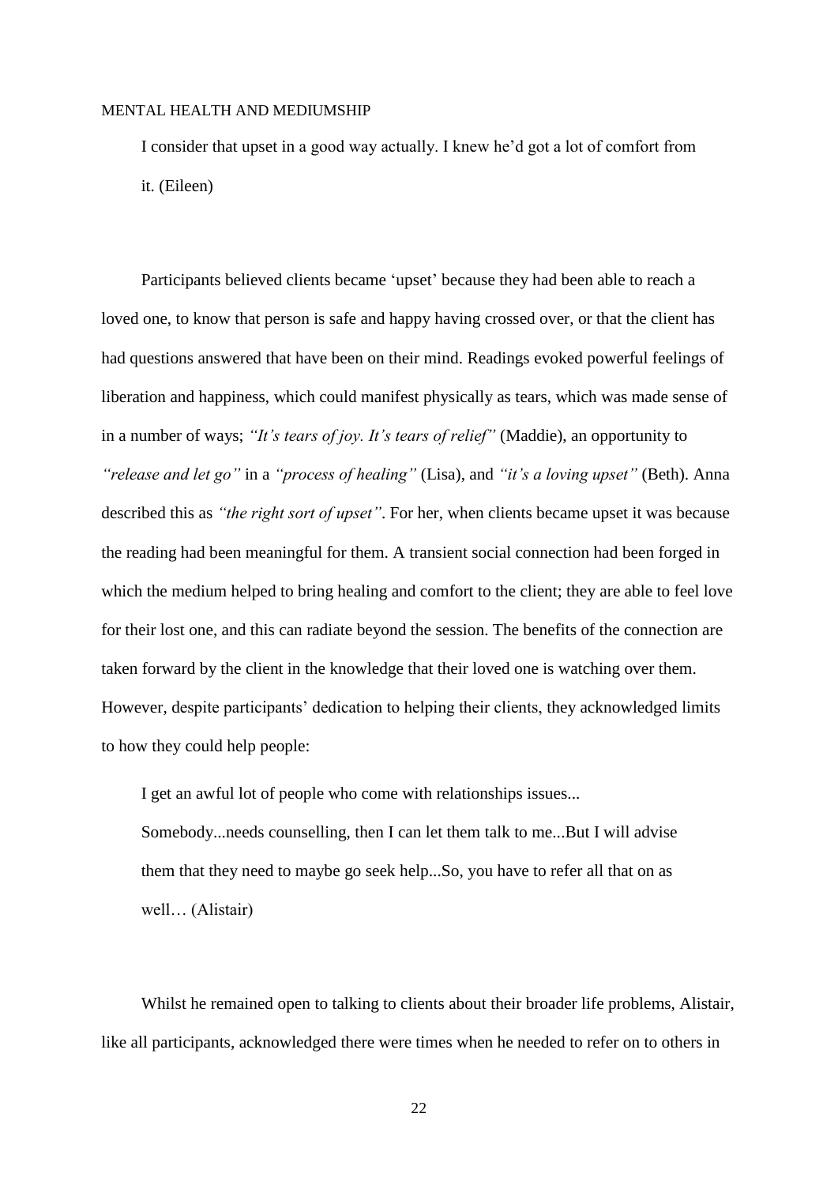I consider that upset in a good way actually. I knew he'd got a lot of comfort from it. (Eileen)

Participants believed clients became 'upset' because they had been able to reach a loved one, to know that person is safe and happy having crossed over, or that the client has had questions answered that have been on their mind. Readings evoked powerful feelings of liberation and happiness, which could manifest physically as tears, which was made sense of in a number of ways; *"It's tears of joy. It's tears of relief"* (Maddie), an opportunity to *"release and let go"* in a *"process of healing"* (Lisa), and *"it's a loving upset"* (Beth). Anna described this as *"the right sort of upset"*. For her, when clients became upset it was because the reading had been meaningful for them. A transient social connection had been forged in which the medium helped to bring healing and comfort to the client; they are able to feel love for their lost one, and this can radiate beyond the session. The benefits of the connection are taken forward by the client in the knowledge that their loved one is watching over them. However, despite participants' dedication to helping their clients, they acknowledged limits to how they could help people:

> I get an awful lot of people who come with relationships issues... Somebody...needs counselling, then I can let them talk to me...But I will advise them that they need to maybe go seek help...So, you have to refer all that on as well… (Alistair)

Whilst he remained open to talking to clients about their broader life problems, Alistair, like all participants, acknowledged there were times when he needed to refer on to others in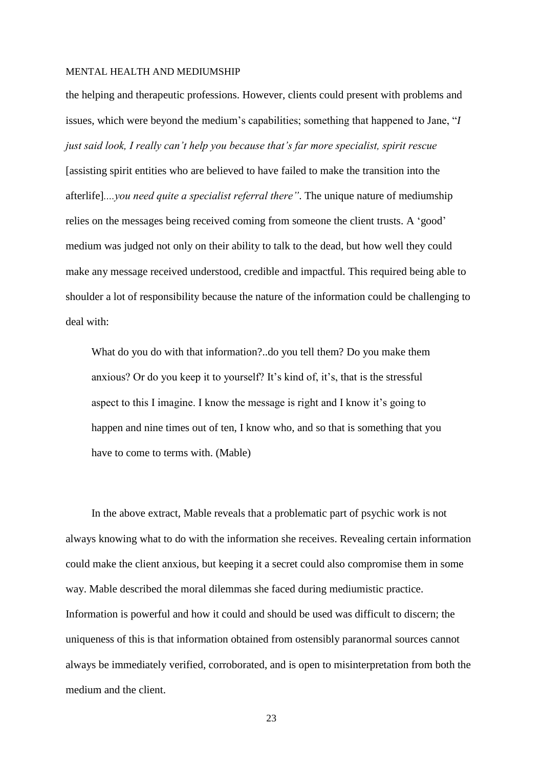the helping and therapeutic professions. However, clients could present with problems and issues, which were beyond the medium's capabilities; something that happened to Jane, "*I just said look, I really can't help you because that's far more specialist, spirit rescue* [assisting spirit entities who are believed to have failed to make the transition into the afterlife]*....you need quite a specialist referral there"*. The unique nature of mediumship relies on the messages being received coming from someone the client trusts. A 'good' medium was judged not only on their ability to talk to the dead, but how well they could make any message received understood, credible and impactful. This required being able to shoulder a lot of responsibility because the nature of the information could be challenging to deal with:

> What do you do with that information?..do you tell them? Do you make them anxious? Or do you keep it to yourself? It's kind of, it's, that is the stressful aspect to this I imagine. I know the message is right and I know it's going to happen and nine times out of ten, I know who, and so that is something that you have to come to terms with. (Mable)

In the above extract, Mable reveals that a problematic part of psychic work is not always knowing what to do with the information she receives. Revealing certain information could make the client anxious, but keeping it a secret could also compromise them in some way. Mable described the moral dilemmas she faced during mediumistic practice. Information is powerful and how it could and should be used was difficult to discern; the uniqueness of this is that information obtained from ostensibly paranormal sources cannot always be immediately verified, corroborated, and is open to misinterpretation from both the medium and the client.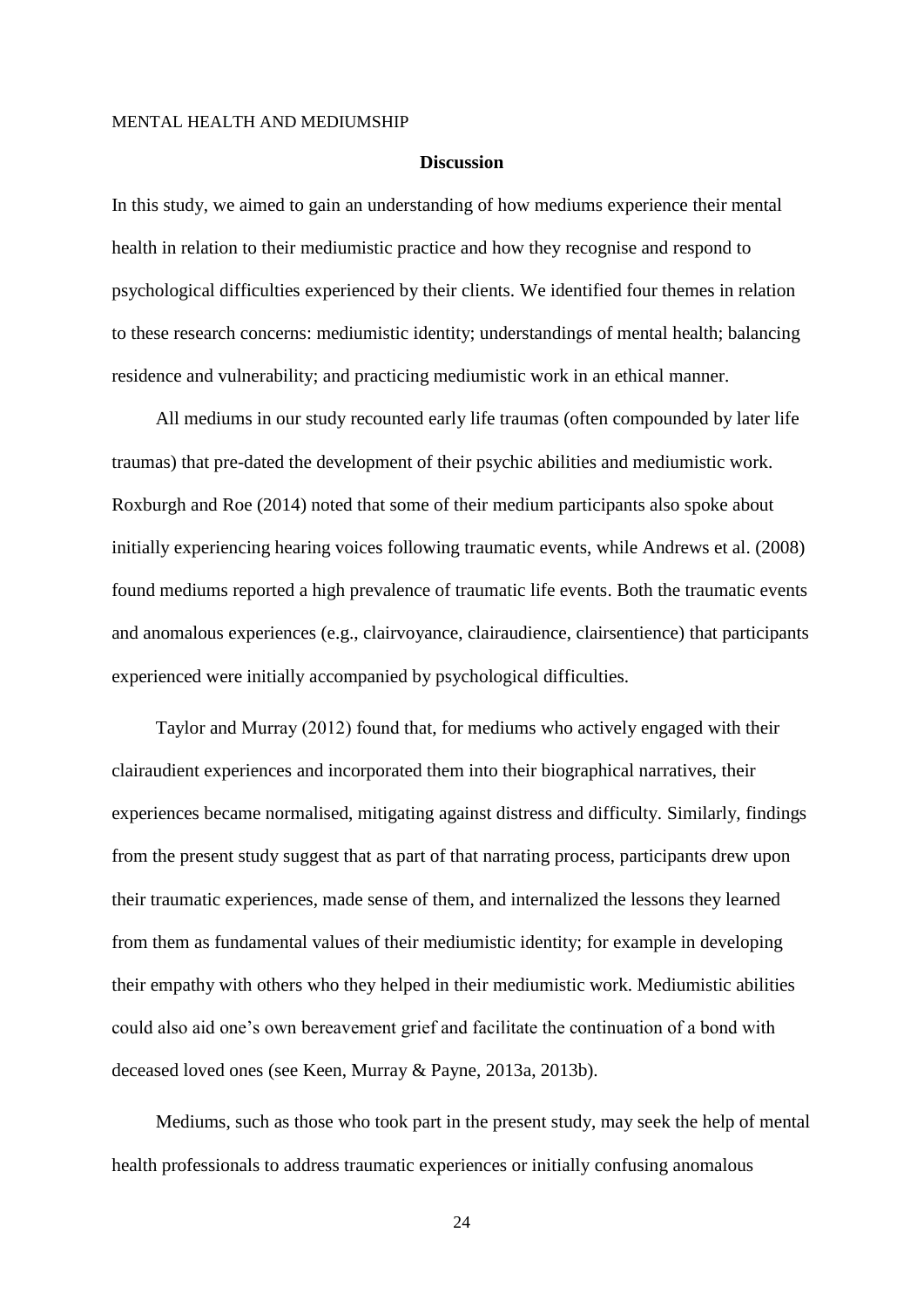## Discussion

In this study, we aimed to gain an understanding of how mediums experience their mental health in relation to their mediumistic practice and how they recognise and respond to psychological difficulties experienced by their clients. We identified four themes in relation to these research concerns: mediumistic identity; understandings of mental health; balancing residence and vulnerability; and practicing mediumistic work in an ethical manner.

All mediums in our study recounted early life traumas (often compounded by later life traumas) that pre-dated the development of their psychic abilities and mediumistic work. Roxburgh and Roe (2014) noted that some of their medium participants also spoke about initially experiencing hearing voices following traumatic events, while Andrews et al. (2008) found mediums reported a high prevalence of traumatic life events. Both the traumatic events and anomalous experiences (e.g., clairvoyance, clairaudience, clairsentience) that participants experienced were initially accompanied by psychological difficulties.

Taylor and Murray (2012) found that, for mediums who actively engaged with their clairaudient experiences and incorporated them into their biographical narratives, their experiences became normalised, mitigating against distress and difficulty. Similarly, findings from the present study suggest that as part of that narrating process, participants drew upon their traumatic experiences, made sense of them, and internalized the lessons they learned from them as fundamental values of their mediumistic identity; for example in developing their empathy with others who they helped in their mediumistic work. Mediumistic abilities could also aid one's own bereavement grief and facilitate the continuation of a bond with deceased loved ones (see Keen, Murray & Payne, 2013a, 2013b).

Mediums, such as those who took part in the present study, may seek the help of mental health professionals to address traumatic experiences or initially confusing anomalous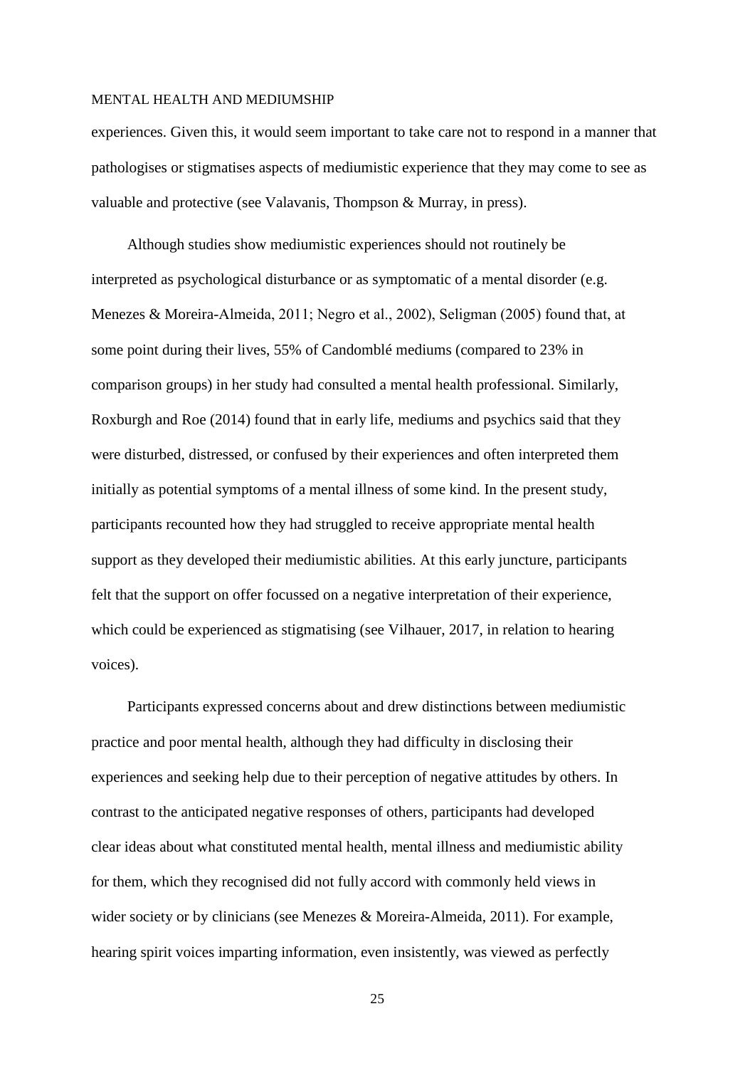experiences. Given this, it would seem important to take care not to respond in a manner that pathologises or stigmatises aspects of mediumistic experience that they may come to see as valuable and protective (see Valavanis, Thompson & Murray, in press).

Although studies show mediumistic experiences should not routinely be interpreted as psychological disturbance or as symptomatic of a mental disorder (e.g. Menezes & Moreira-Almeida, 2011; Negro et al., 2002), Seligman (2005) found that, at some point during their lives, 55% of Candomblé mediums (compared to 23% in comparison groups) in her study had consulted a mental health professional. Similarly, Roxburgh and Roe (2014) found that in early life, mediums and psychics said that they were disturbed, distressed, or confused by their experiences and often interpreted them initially as potential symptoms of a mental illness of some kind. In the present study, participants recounted how they had struggled to receive appropriate mental health support as they developed their mediumistic abilities. At this early juncture, participants felt that the support on offer focussed on a negative interpretation of their experience, which could be experienced as stigmatising (see Vilhauer, 2017, in relation to hearing voices).

Participants expressed concerns about and drew distinctions between mediumistic practice and poor mental health, although they had difficulty in disclosing their experiences and seeking help due to their perception of negative attitudes by others. In contrast to the anticipated negative responses of others, participants had developed clear ideas about what constituted mental health, mental illness and mediumistic ability for them, which they recognised did not fully accord with commonly held views in wider society or by clinicians (see Menezes & Moreira-Almeida, 2011). For example, hearing spirit voices imparting information, even insistently, was viewed as perfectly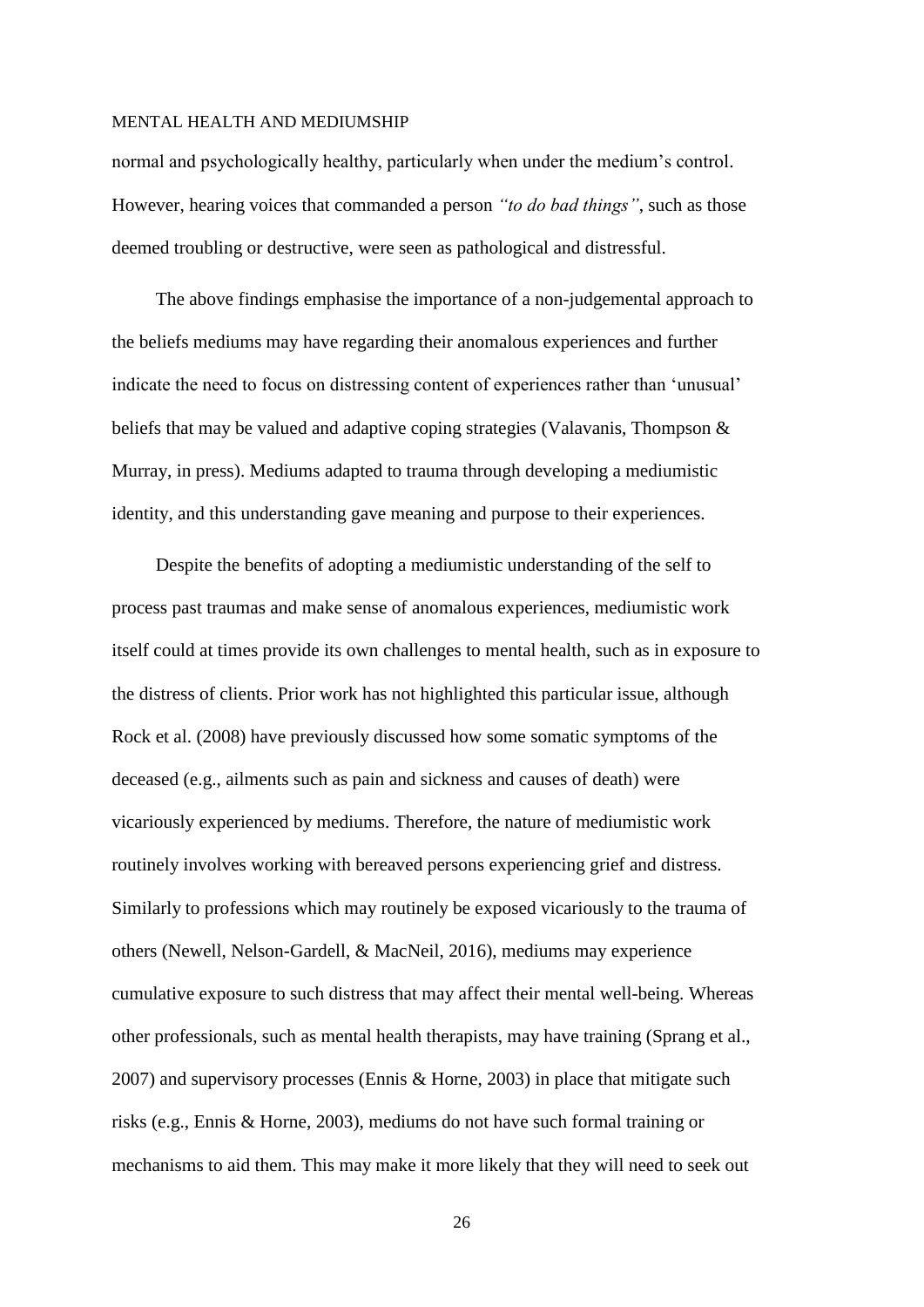normal and psychologically healthy, particularly when under the medium's control. However, hearing voices that commanded a person *"to do bad things"*, such as those deemed troubling or destructive, were seen as pathological and distressful.

The above findings emphasise the importance of a non-judgemental approach to the beliefs mediums may have regarding their anomalous experiences and further indicate the need to focus on distressing content of experiences rather than 'unusual' beliefs that may be valued and adaptive coping strategies (Valavanis, Thompson & Murray, in press). Mediums adapted to trauma through developing a mediumistic identity, and this understanding gave meaning and purpose to their experiences.

Despite the benefits of adopting a mediumistic understanding of the self to process past traumas and make sense of anomalous experiences, mediumistic work itself could at times provide its own challenges to mental health, such as in exposure to the distress of clients. Prior work has not highlighted this particular issue, although Rock et al. (2008) have previously discussed how some somatic symptoms of the deceased (e.g., ailments such as pain and sickness and causes of death) were vicariously experienced by mediums. Therefore, the nature of mediumistic work routinely involves working with bereaved persons experiencing grief and distress. Similarly to professions which may routinely be exposed vicariously to the trauma of others (Newell, Nelson-Gardell, & MacNeil, 2016), mediums may experience cumulative exposure to such distress that may affect their mental well-being. Whereas other professionals, such as mental health therapists, may have training (Sprang et al., 2007) and supervisory processes (Ennis & Horne, 2003) in place that mitigate such risks (e.g., Ennis & Horne, 2003), mediums do not have such formal training or mechanisms to aid them. This may make it more likely that they will need to seek out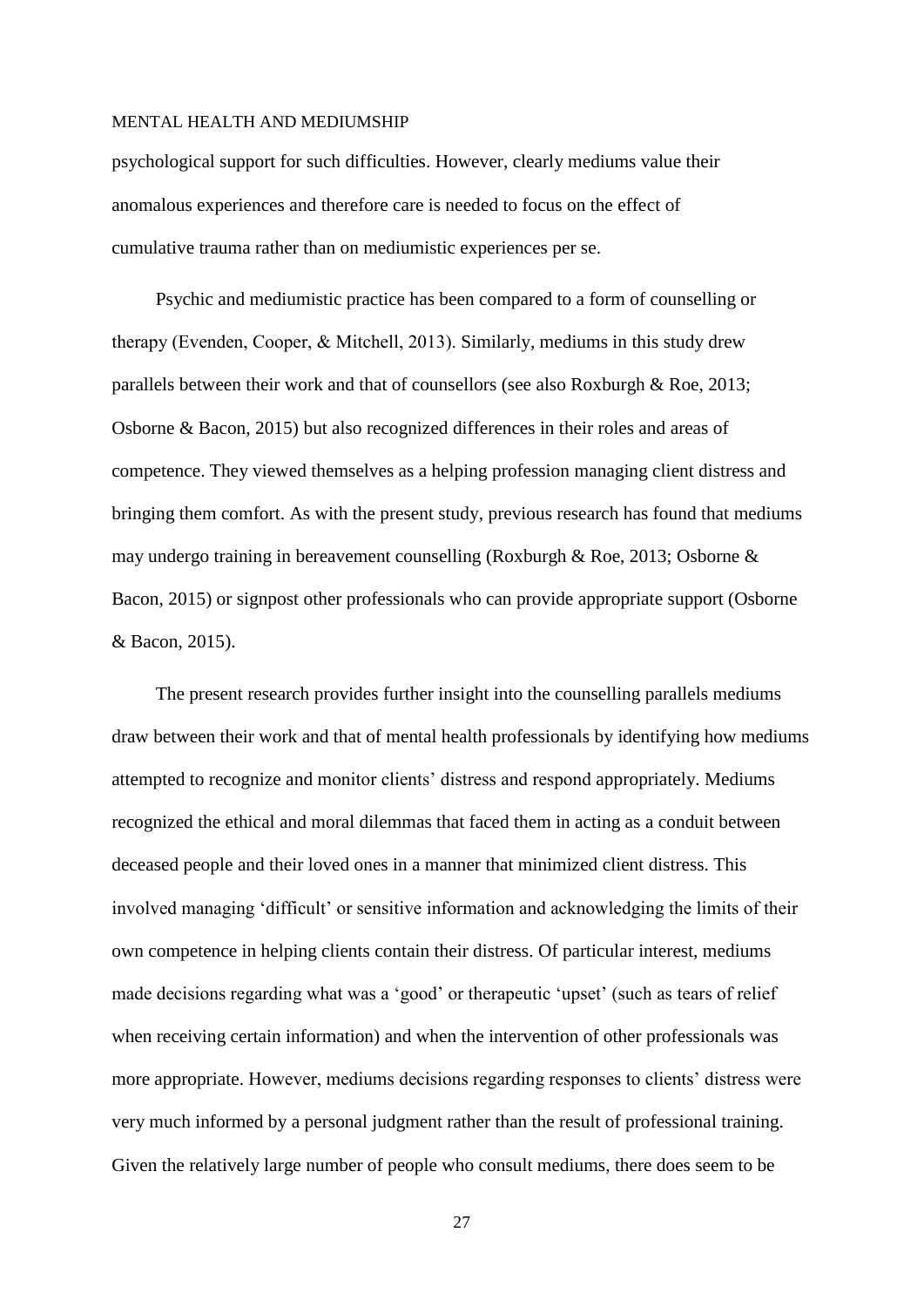psychological support for such difficulties. However, clearly mediums value their anomalous experiences and therefore care is needed to focus on the effect of cumulative trauma rather than on mediumistic experiences per se.

Psychic and mediumistic practice has been compared to a form of counselling or therapy (Evenden, Cooper, & Mitchell, 2013). Similarly, mediums in this study drew parallels between their work and that of counsellors (see also Roxburgh & Roe, 2013; Osborne & Bacon, 2015) but also recognized differences in their roles and areas of competence. They viewed themselves as a helping profession managing client distress and bringing them comfort. As with the present study, previous research has found that mediums may undergo training in bereavement counselling (Roxburgh & Roe, 2013; Osborne & Bacon, 2015) or signpost other professionals who can provide appropriate support (Osborne & Bacon, 2015).

The present research provides further insight into the counselling parallels mediums draw between their work and that of mental health professionals by identifying how mediums attempted to recognize and monitor clients' distress and respond appropriately. Mediums recognized the ethical and moral dilemmas that faced them in acting as a conduit between deceased people and their loved ones in a manner that minimized client distress. This involved managing 'difficult' or sensitive information and acknowledging the limits of their own competence in helping clients contain their distress. Of particular interest, mediums made decisions regarding what was a 'good' or therapeutic 'upset' (such as tears of relief when receiving certain information) and when the intervention of other professionals was more appropriate. However, mediums decisions regarding responses to clients' distress were very much informed by a personal judgment rather than the result of professional training. Given the relatively large number of people who consult mediums, there does seem to be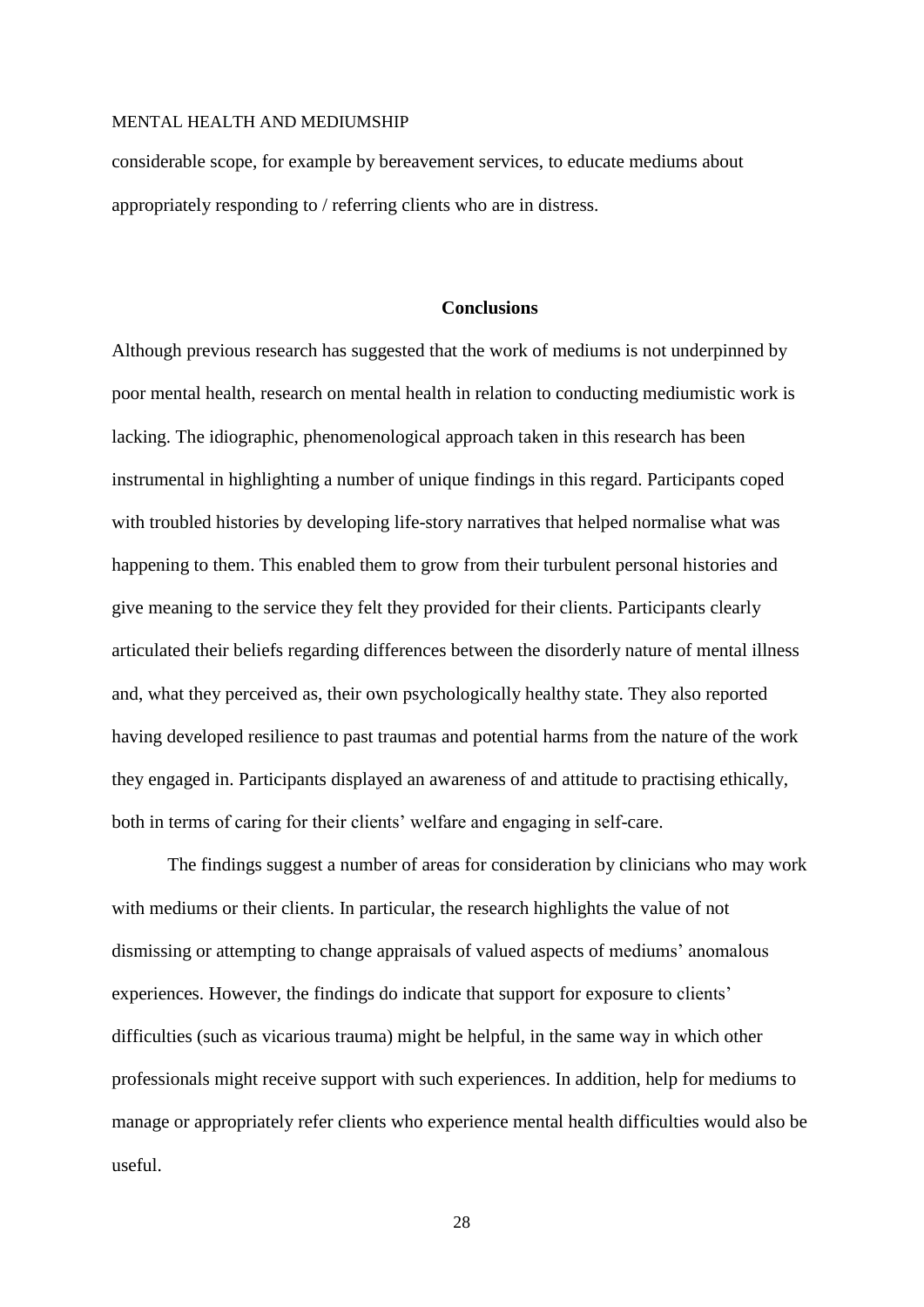considerable scope, for example by bereavement services, to educate mediums about appropriately responding to / referring clients who are in distress.

## Conclusions

Although previous research has suggested that the work of mediums is not underpinned by poor mental health, research on mental health in relation to conducting mediumistic work is lacking. The idiographic, phenomenological approach taken in this research has been instrumental in highlighting a number of unique findings in this regard. Participants coped with troubled histories by developing life-story narratives that helped normalise what was happening to them. This enabled them to grow from their turbulent personal histories and give meaning to the service they felt they provided for their clients. Participants clearly articulated their beliefs regarding differences between the disorderly nature of mental illness and, what they perceived as, their own psychologically healthy state. They also reported having developed resilience to past traumas and potential harms from the nature of the work they engaged in. Participants displayed an awareness of and attitude to practising ethically, both in terms of caring for their clients' welfare and engaging in self-care.

The findings suggest a number of areas for consideration by clinicians who may work with mediums or their clients. In particular, the research highlights the value of not dismissing or attempting to change appraisals of valued aspects of mediums' anomalous experiences. However, the findings do indicate that support for exposure to clients' difficulties (such as vicarious trauma) might be helpful, in the same way in which other professionals might receive support with such experiences. In addition, help for mediums to manage or appropriately refer clients who experience mental health difficulties would also be useful.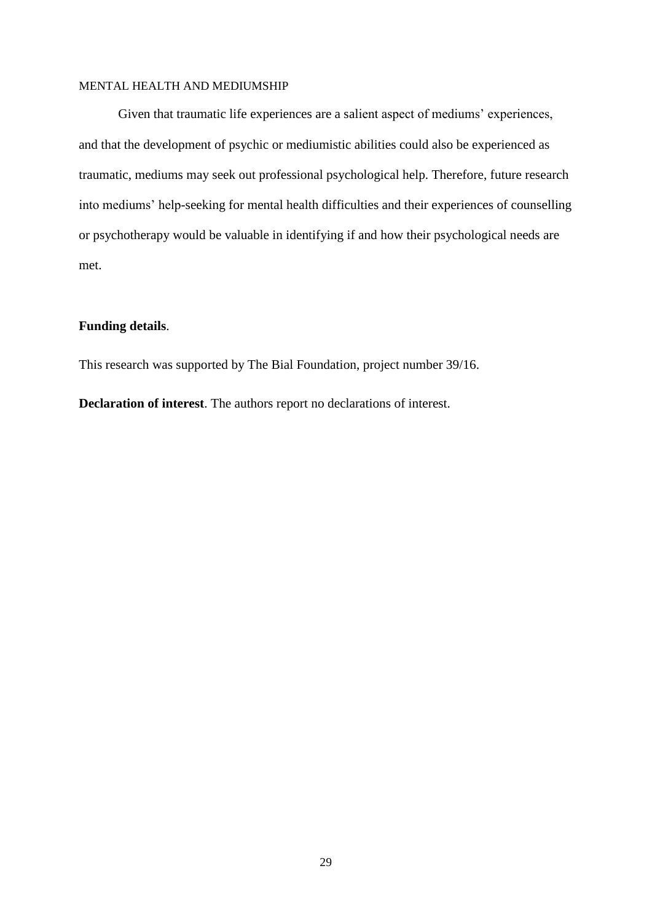Given that traumatic life experiences are a salient aspect of mediums' experiences, and that the development of psychic or mediumistic abilities could also be experienced as traumatic, mediums may seek out professional psychological help. Therefore, future research into mediums' help-seeking for mental health difficulties and their experiences of counselling or psychotherapy would be valuable in identifying if and how their psychological needs are met.

**Funding details**.

This research was supported by The Bial Foundation, project number 39/16.

**Declaration of interest**. The authors report no declarations of interest.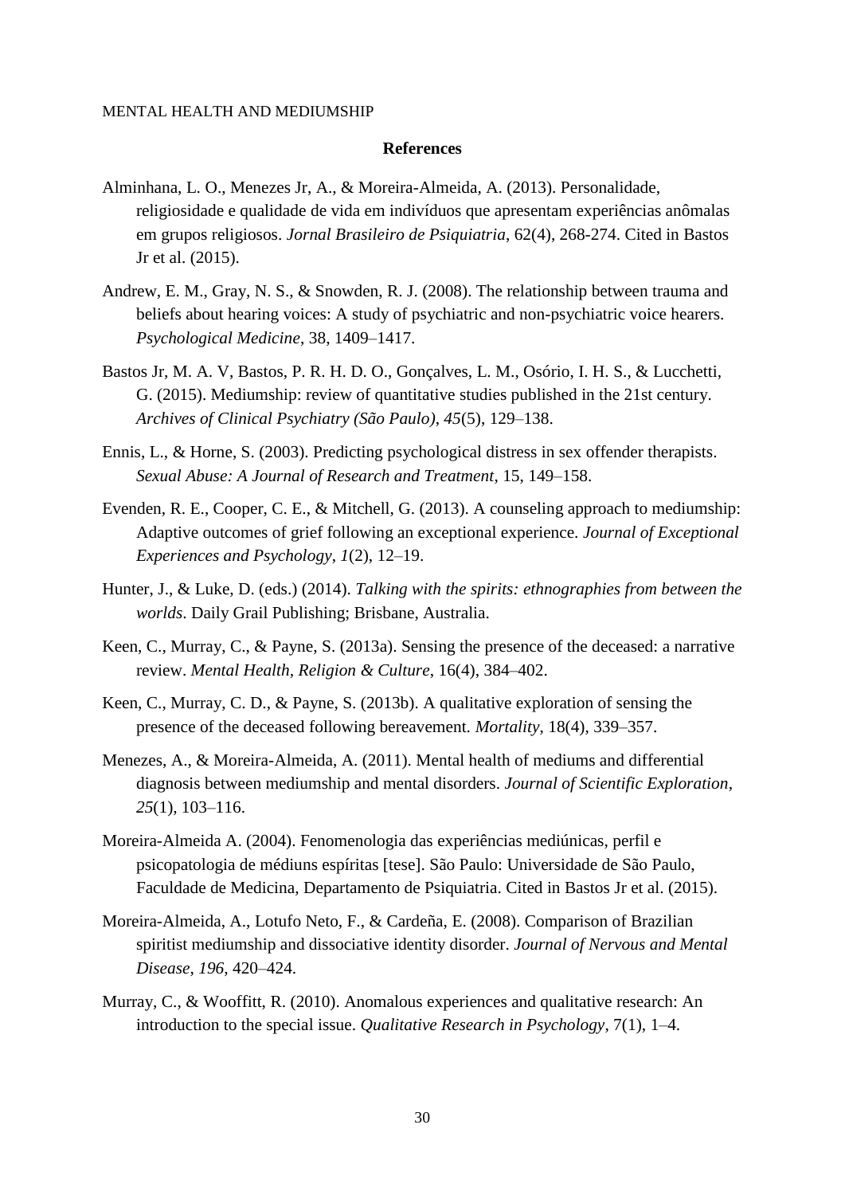## References

Alminhana, L. O., Menezes Jr, A., & Moreira-Almeida, A. (2013). Personalidade, religiosidade e qualidade de vida em indivíduos que apresentam experiências anômalas em grupos religiosos. *Jornal Brasileiro de Psiquiatria*, 62(4), 268-274. Cited in Bastos Jr et al. (2015).

Andrew, E. M., Gray, N. S., & Snowden, R. J. (2008). The relationship between trauma and beliefs about hearing voices: A study of psychiatric and non-psychiatric voice hearers. *Psychological Medicine*, 38, 1409–1417.

Bastos Jr, M. A. V, Bastos, P. R. H. D. O., Gonçalves, L. M., Osório, I. H. S., & Lucchetti, G. (2015). Mediumship: review of quantitative studies published in the 21st century. *Archives of Clinical Psychiatry (São Paulo)*, *45*(5), 129–138.

Ennis, L., & Horne, S. (2003). Predicting psychological distress in sex offender therapists. *Sexual Abuse: A Journal of Research and Treatment*, 15, 149–158.

Evenden, R. E., Cooper, C. E., & Mitchell, G. (2013). A counseling approach to mediumship: Adaptive outcomes of grief following an exceptional experience. *Journal of Exceptional Experiences and Psychology*, *1*(2), 12–19.

Hunter, J., & Luke, D. (eds.) (2014). *Talking with the spirits: ethnographies from between the worlds*. Daily Grail Publishing; Brisbane, Australia.

Keen, C., Murray, C., & Payne, S. (2013a). Sensing the presence of the deceased: a narrative review. *Mental Health, Religion & Culture*, 16(4), 384–402.

Keen, C., Murray, C. D., & Payne, S. (2013b). A qualitative exploration of sensing the presence of the deceased following bereavement. *Mortality*, 18(4), 339–357.

Menezes, A., & Moreira-Almeida, A. (2011). Mental health of mediums and differential diagnosis between mediumship and mental disorders. *Journal of Scientific Exploration*, *25*(1), 103–116.

Moreira-Almeida A. (2004). Fenomenologia das experiências mediúnicas, perfil e psicopatologia de médiuns espíritas [tese]. São Paulo: Universidade de São Paulo, Faculdade de Medicina, Departamento de Psiquiatria. Cited in Bastos Jr et al. (2015).

Moreira-Almeida, A., Lotufo Neto, F., & Cardeña, E. (2008). Comparison of Brazilian spiritist mediumship and dissociative identity disorder. *Journal of Nervous and Mental Disease*, *196*, 420–424.

Murray, C., & Wooffitt, R. (2010). Anomalous experiences and qualitative research: An introduction to the special issue. *Qualitative Research in Psychology*, 7(1), 1–4.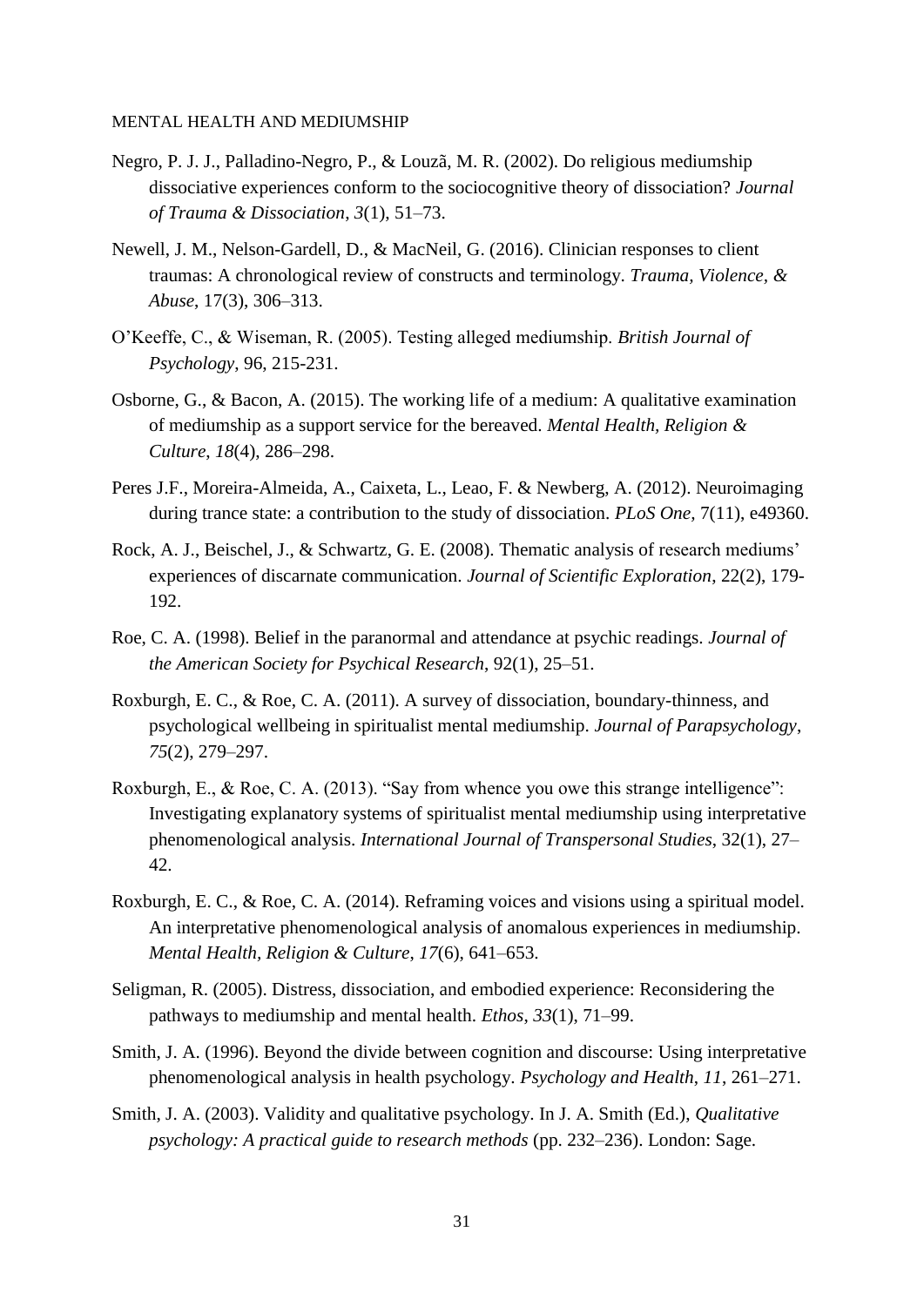Negro, P. J. J., Palladino-Negro, P., & Louzã, M. R. (2002). Do religious mediumship dissociative experiences conform to the sociocognitive theory of dissociation? *Journal of Trauma & Dissociation*, *3*(1), 51–73.

Newell, J. M., Nelson-Gardell, D., & MacNeil, G. (2016). Clinician responses to client traumas: A chronological review of constructs and terminology. *Trauma, Violence, & Abuse*, 17(3), 306–313.

O'Keeffe, C., & Wiseman, R. (2005). Testing alleged mediumship. *British Journal of Psychology*, 96, 215-231.

Osborne, G., & Bacon, A. (2015). The working life of a medium: A qualitative examination of mediumship as a support service for the bereaved. *Mental Health, Religion & Culture*, *18*(4), 286–298.

Peres J.F., Moreira-Almeida, A., Caixeta, L., Leao, F. & Newberg, A. (2012). Neuroimaging during trance state: a contribution to the study of dissociation. *PLoS One*, 7(11), e49360.

Rock, A. J., Beischel, J., & Schwartz, G. E. (2008). Thematic analysis of research mediums' experiences of discarnate communication. *Journal of Scientific Exploration*, 22(2), 179-192.

Roe, C. A. (1998). Belief in the paranormal and attendance at psychic readings. *Journal of the American Society for Psychical Research*, 92(1), 25–51.

Roxburgh, E. C., & Roe, C. A. (2011). A survey of dissociation, boundary-thinness, and psychological wellbeing in spiritualist mental mediumship. *Journal of Parapsychology*, *75*(2), 279–297.

Roxburgh, E., & Roe, C. A. (2013). "Say from whence you owe this strange intelligence": Investigating explanatory systems of spiritualist mental mediumship using interpretative phenomenological analysis. *International Journal of Transpersonal Studies*, 32(1), 27–42.

Roxburgh, E. C., & Roe, C. A. (2014). Reframing voices and visions using a spiritual model. An interpretative phenomenological analysis of anomalous experiences in mediumship. *Mental Health, Religion & Culture*, *17*(6), 641–653.

Seligman, R. (2005). Distress, dissociation, and embodied experience: Reconsidering the pathways to mediumship and mental health. *Ethos*, *33*(1), 71–99.

Smith, J. A. (1996). Beyond the divide between cognition and discourse: Using interpretative phenomenological analysis in health psychology. *Psychology and Health*, *11*, 261–271.

Smith, J. A. (2003). Validity and qualitative psychology. In J. A. Smith (Ed.), *Qualitative psychology: A practical guide to research methods* (pp. 232–236). London: Sage.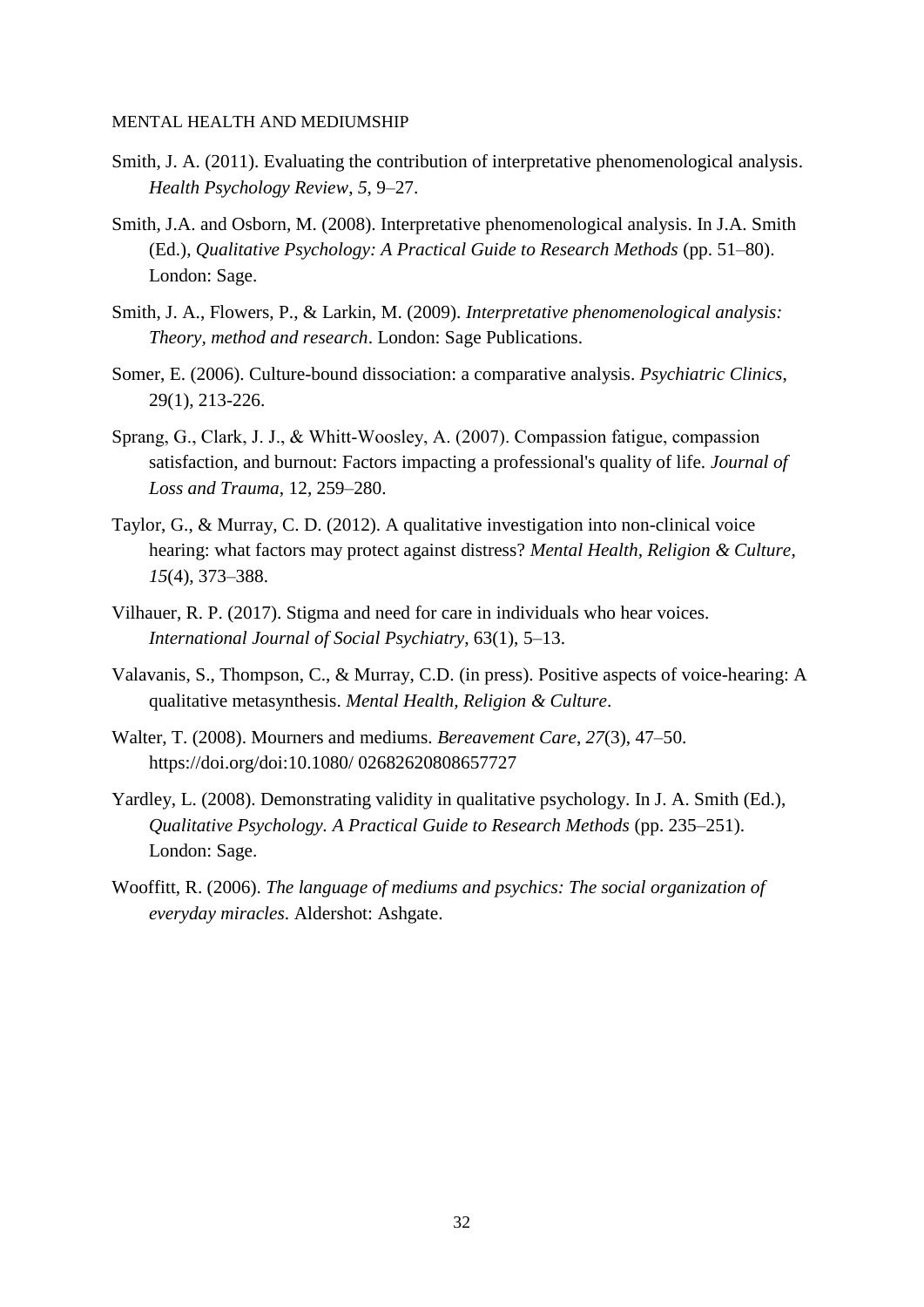Smith, J. A. (2011). Evaluating the contribution of interpretative phenomenological analysis. *Health Psychology Review*, *5*, 9–27.

Smith, J.A. and Osborn, M. (2008). Interpretative phenomenological analysis. In J.A. Smith (Ed.), *Qualitative Psychology: A Practical Guide to Research Methods* (pp. 51–80). London: Sage.

Smith, J. A., Flowers, P., & Larkin, M. (2009). *Interpretative phenomenological analysis: Theory, method and research*. London: Sage Publications.

Somer, E. (2006). Culture-bound dissociation: a comparative analysis. *Psychiatric Clinics*, 29(1), 213-226.

Sprang, G., Clark, J. J., & Whitt-Woosley, A. (2007). Compassion fatigue, compassion satisfaction, and burnout: Factors impacting a professional's quality of life. *Journal of Loss and Trauma*, 12, 259–280.

Taylor, G., & Murray, C. D. (2012). A qualitative investigation into non-clinical voice hearing: what factors may protect against distress? *Mental Health, Religion & Culture*, *15*(4), 373–388.

Vilhauer, R. P. (2017). Stigma and need for care in individuals who hear voices. *International Journal of Social Psychiatry*, 63(1), 5–13.

Valavanis, S., Thompson, C., & Murray, C.D. (in press). Positive aspects of voice-hearing: A qualitative metasynthesis. *Mental Health, Religion & Culture*.

Walter, T. (2008). Mourners and mediums. *Bereavement Care*, *27*(3), 47–50. https://doi.org/doi:10.1080/ 02682620808657727

Yardley, L. (2008). Demonstrating validity in qualitative psychology. In J. A. Smith (Ed.), *Qualitative Psychology. A Practical Guide to Research Methods* (pp. 235–251). London: Sage.

Wooffitt, R. (2006). *The language of mediums and psychics: The social organization of everyday miracles*. Aldershot: Ashgate.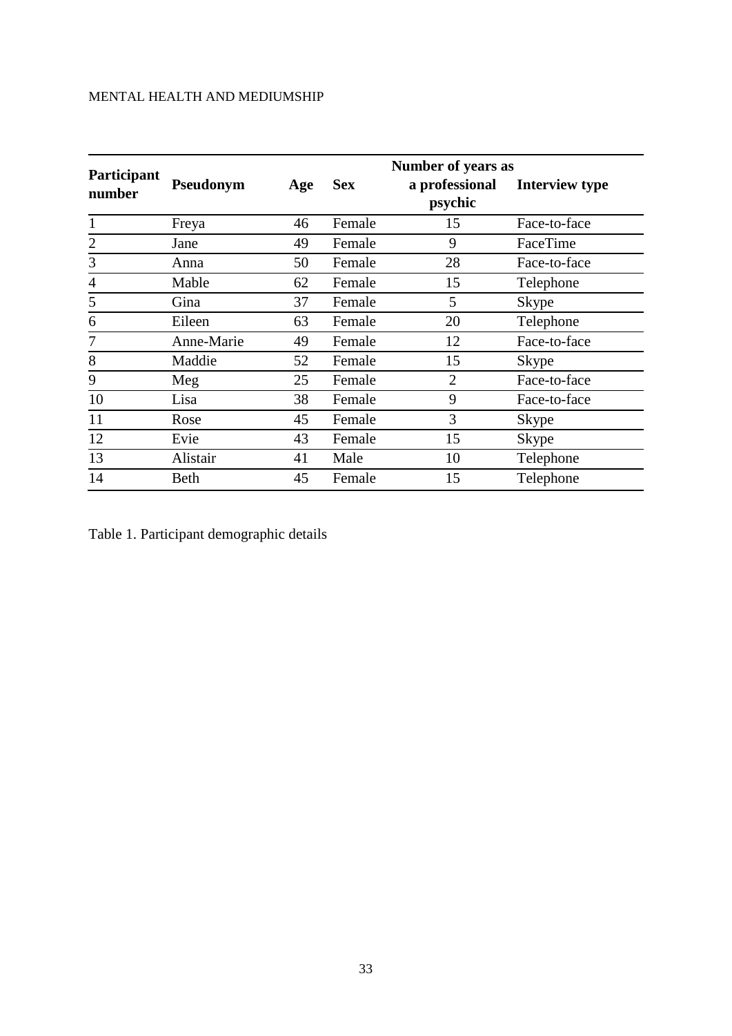| Participant number | Pseudonym | Age | Sex | Number of years as a professional psychic | Interview type |
|---|---|---|---|---|---|
| 1 | Freya | 46 | Female | 15 | Face-to-face |
| 2 | Jane | 49 | Female | 9 | FaceTime |
| 3 | Anna | 50 | Female | 28 | Face-to-face |
| 4 | Mable | 62 | Female | 15 | Telephone |
| 5 | Gina | 37 | Female | 5 | Skype |
| 6 | Eileen | 63 | Female | 20 | Telephone |
| 7 | Anne-Marie | 49 | Female | 12 | Face-to-face |
| 8 | Maddie | 52 | Female | 15 | Skype |
| 9 | Meg | 25 | Female | 2 | Face-to-face |
| 10 | Lisa | 38 | Female | 9 | Face-to-face |
| 11 | Rose | 45 | Female | 3 | Skype |
| 12 | Evie | 43 | Female | 15 | Skype |
| 13 | Alistair | 41 | Male | 10 | Telephone |
| 14 | Beth | 45 | Female | 15 | Telephone |

Table 1. Participant demographic details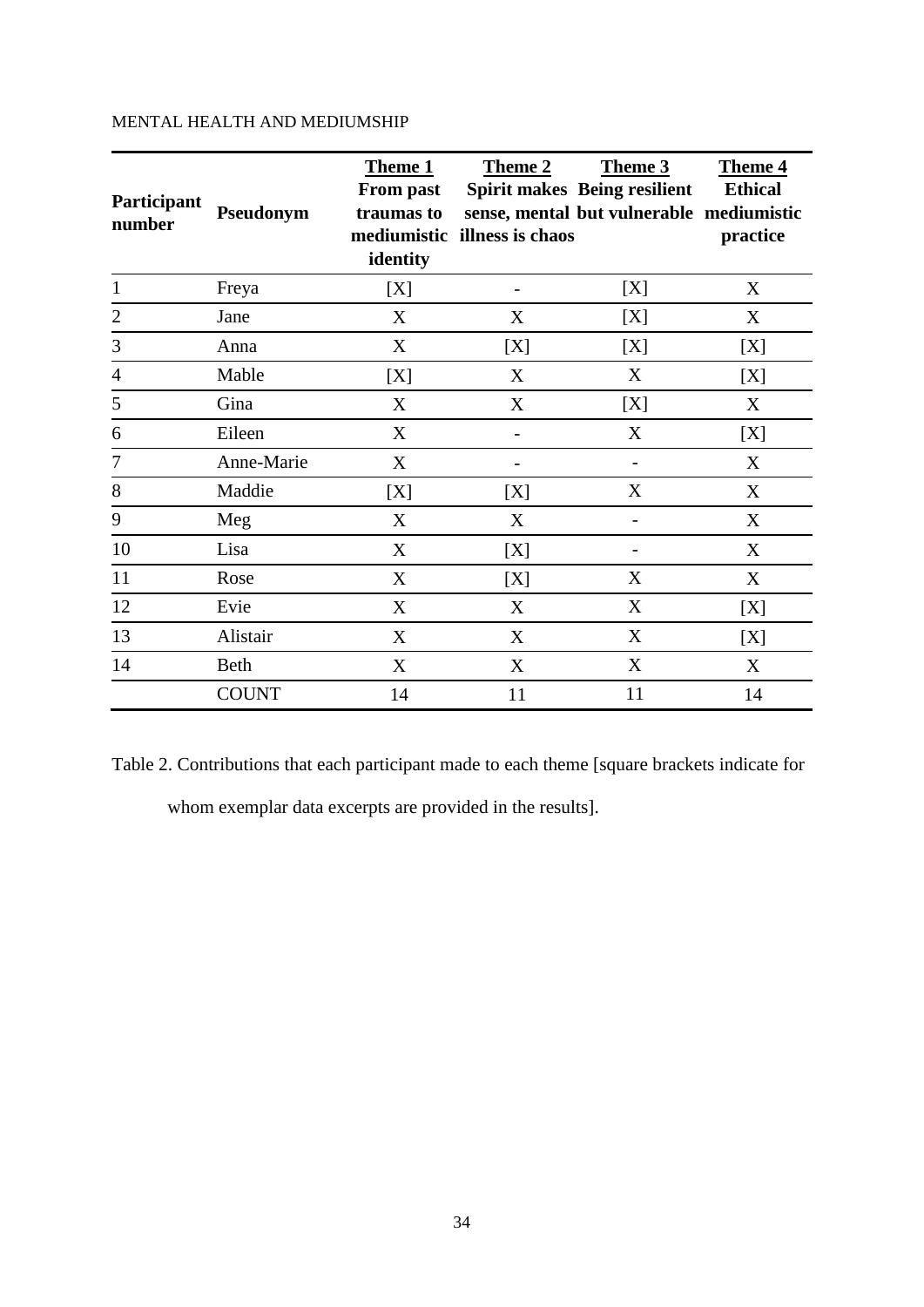| Participant number | Pseudonym | Theme 1 From past traumas to mediumistic identity | Theme 2 Spirit makes sense, mental illness is chaos | Theme 3 Being resilient but vulnerable | Theme 4 Ethical mediumistic practice |
|---|---|---|---|---|---|
| 1 | Freya | [X] | - | [X] | X |
| 2 | Jane | X | X | [X] | X |
| 3 | Anna | X | [X] | [X] | [X] |
| 4 | Mable | [X] | X | X | [X] |
| 5 | Gina | X | X | [X] | X |
| 6 | Eileen | X | - | X | [X] |
| 7 | Anne-Marie | X | - | - | X |
| 8 | Maddie | [X] | [X] | X | X |
| 9 | Meg | X | X | - | X |
| 10 | Lisa | X | [X] | - | X |
| 11 | Rose | X | [X] | X | X |
| 12 | Evie | X | X | X | [X] |
| 13 | Alistair | X | X | X | [X] |
| 14 | Beth | X | X | X | X |
| | COUNT | 14 | 11 | 11 | 14 |

Table 2. Contributions that each participant made to each theme [square brackets indicate for whom exemplar data excerpts are provided in the results].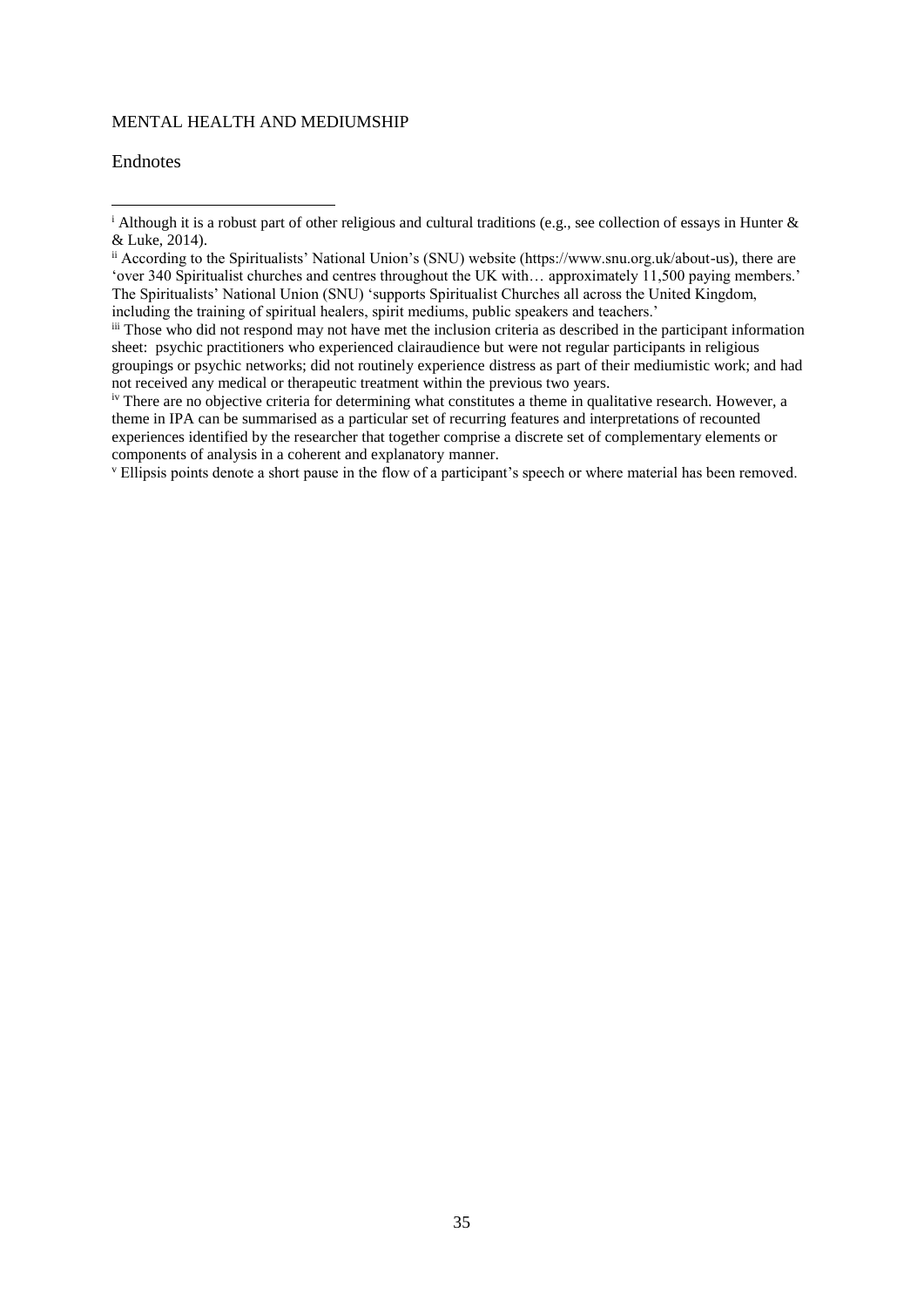Endnotes

[i] Although it is a robust part of other religious and cultural traditions (e.g., see collection of essays in Hunter & & Luke, 2014).

[ii] According to the Spiritualists' National Union's (SNU) website (https://www.snu.org.uk/about-us), there are 'over 340 Spiritualist churches and centres throughout the UK with… approximately 11,500 paying members.' The Spiritualists' National Union (SNU) 'supports Spiritualist Churches all across the United Kingdom, including the training of spiritual healers, spirit mediums, public speakers and teachers.'

[iii] Those who did not respond may not have met the inclusion criteria as described in the participant information sheet: psychic practitioners who experienced clairaudience but were not regular participants in religious groupings or psychic networks; did not routinely experience distress as part of their mediumistic work; and had not received any medical or therapeutic treatment within the previous two years.

[iv] There are no objective criteria for determining what constitutes a theme in qualitative research. However, a theme in IPA can be summarised as a particular set of recurring features and interpretations of recounted experiences identified by the researcher that together comprise a discrete set of complementary elements or components of analysis in a coherent and explanatory manner.

[v] Ellipsis points denote a short pause in the flow of a participant's speech or where material has been removed.